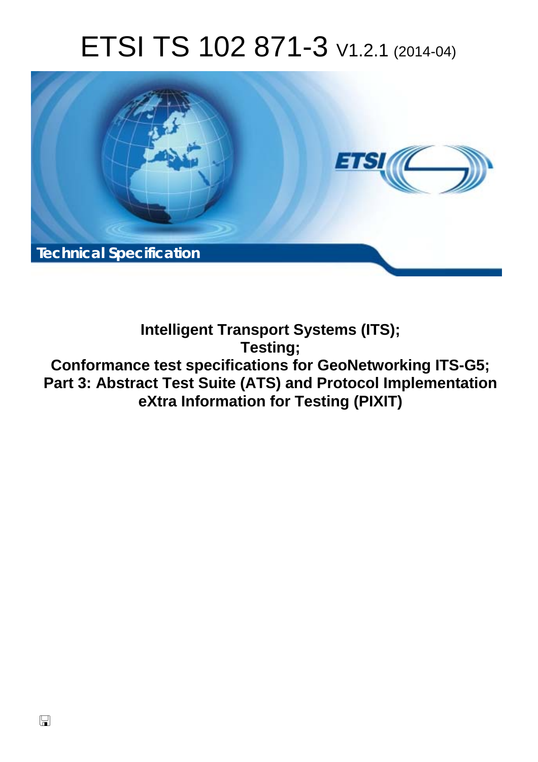# ETSI TS 102 871-3 V1.2.1 (2014-04)

Technical Specification

**Intelligent Transport Systems (ITS);**
**Testing;**
**Conformance test specifications for GeoNetworking ITS-G5;**
**Part 3: Abstract Test Suite (ATS) and Protocol Implementation eXtra Information for Testing (PIXIT)**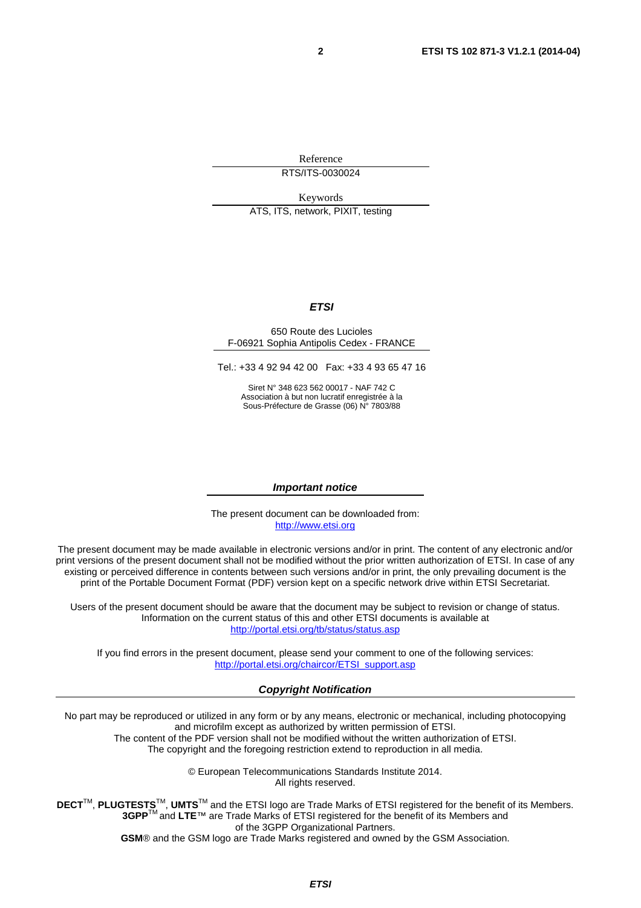Reference

RTS/ITS-0030024

Keywords

ATS, ITS, network, PIXIT, testing

***ETSI***

650 Route des Lucioles
F-06921 Sophia Antipolis Cedex - FRANCE

Tel.: +33 4 92 94 42 00 Fax: +33 4 93 65 47 16

Siret N° 348 623 562 00017 - NAF 742 C
Association à but non lucratif enregistrée à la
Sous-Préfecture de Grasse (06) N° 7803/88

***Important notice***

The present document can be downloaded from:
http://www.etsi.org

The present document may be made available in electronic versions and/or in print. The content of any electronic and/or print versions of the present document shall not be modified without the prior written authorization of ETSI. In case of any existing or perceived difference in contents between such versions and/or in print, the only prevailing document is the print of the Portable Document Format (PDF) version kept on a specific network drive within ETSI Secretariat.

Users of the present document should be aware that the document may be subject to revision or change of status. Information on the current status of this and other ETSI documents is available at
http://portal.etsi.org/tb/status/status.asp

If you find errors in the present document, please send your comment to one of the following services:
http://portal.etsi.org/chaircor/ETSI_support.asp

***Copyright Notification***

No part may be reproduced or utilized in any form or by any means, electronic or mechanical, including photocopying and microfilm except as authorized by written permission of ETSI.
The content of the PDF version shall not be modified without the written authorization of ETSI.
The copyright and the foregoing restriction extend to reproduction in all media.

© European Telecommunications Standards Institute 2014.
All rights reserved.

**DECT**™, **PLUGTESTS**™, **UMTS**™ and the ETSI logo are Trade Marks of ETSI registered for the benefit of its Members.
**3GPP**™ and **LTE**™ are Trade Marks of ETSI registered for the benefit of its Members and of the 3GPP Organizational Partners.
**GSM**® and the GSM logo are Trade Marks registered and owned by the GSM Association.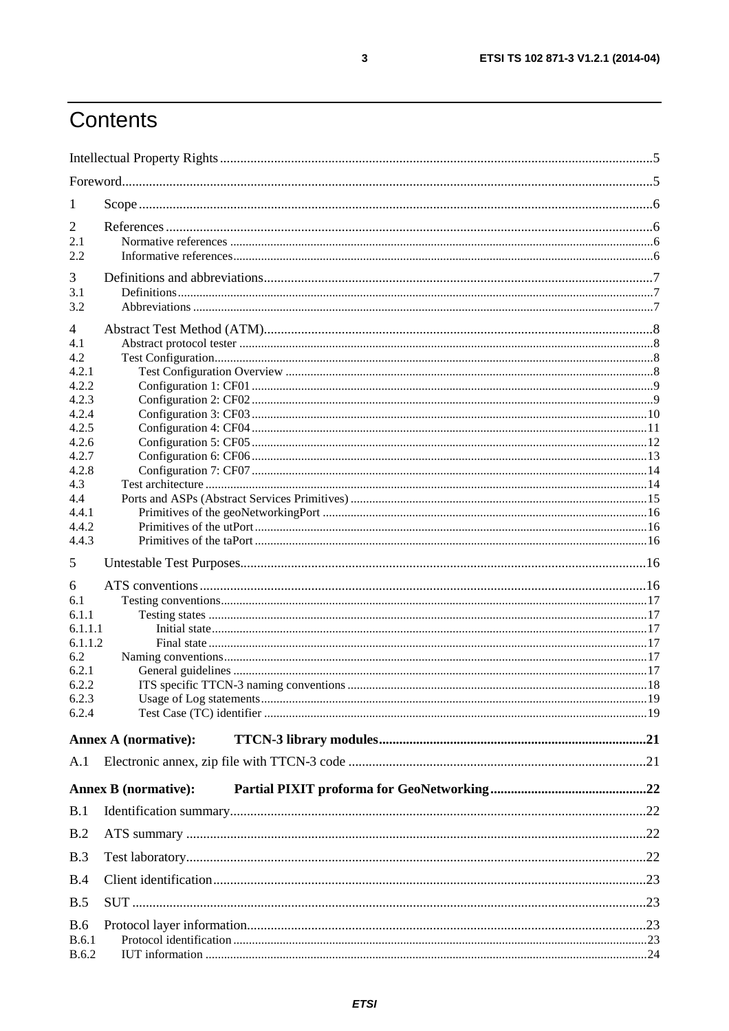# Contents

Intellectual Property Rights ....................................................................................................................................5

Foreword..................................................................................................................................................................5

1 Scope ....................................................................................................................................................................6

2 References ............................................................................................................................................................6
- 2.1 Normative references ......................................................................................................................................6
- 2.2 Informative references.....................................................................................................................................6

3 Definitions and abbreviations ...............................................................................................................................7
- 3.1 Definitions.......................................................................................................................................................7
- 3.2 Abbreviations ..................................................................................................................................................7

4 Abstract Test Method (ATM)................................................................................................................................8
- 4.1 Abstract protocol tester ...................................................................................................................................8
- 4.2 Test Configuration...........................................................................................................................................8
- 4.2.1 Test Configuration Overview ......................................................................................................................8
- 4.2.2 Configuration 1: CF01 ................................................................................................................................9
- 4.2.3 Configuration 2: CF02 ................................................................................................................................9
- 4.2.4 Configuration 3: CF03 ...............................................................................................................................10
- 4.2.5 Configuration 4: CF04 ...............................................................................................................................11
- 4.2.6 Configuration 5: CF05 ...............................................................................................................................12
- 4.2.7 Configuration 6: CF06 ...............................................................................................................................13
- 4.2.8 Configuration 7: CF07 ...............................................................................................................................14
- 4.3 Test architecture ............................................................................................................................................14
- 4.4 Ports and ASPs (Abstract Services Primitives) ..............................................................................................15
- 4.4.1 Primitives of the geoNetworkingPort ........................................................................................................16
- 4.4.2 Primitives of the utPort ..............................................................................................................................16
- 4.4.3 Primitives of the taPort ..............................................................................................................................16

5 Untestable Test Purposes......................................................................................................................................16

6 ATS conventions ..................................................................................................................................................16
- 6.1 Testing conventions........................................................................................................................................17
- 6.1.1 Testing states .............................................................................................................................................17
- 6.1.1.1 Initial state..............................................................................................................................................17
- 6.1.1.2 Final state ..............................................................................................................................................17
- 6.2 Naming conventions.......................................................................................................................................17
- 6.2.1 General guidelines .....................................................................................................................................17
- 6.2.2 ITS specific TTCN-3 naming conventions ................................................................................................18
- 6.2.3 Usage of Log statements............................................................................................................................19
- 6.2.4 Test Case (TC) identifier ...........................................................................................................................19

**Annex A (normative): TTCN-3 library modules**..............................................................................................21

A.1 Electronic annex, zip file with TTCN-3 code .....................................................................................................21

**Annex B (normative): Partial PIXIT proforma for GeoNetworking**................................................................22

B.1 Identification summary.........................................................................................................................................22

B.2 ATS summary .......................................................................................................................................................22

B.3 Test laboratory.......................................................................................................................................................22

B.4 Client identification...............................................................................................................................................23

B.5 SUT .......................................................................................................................................................................23

B.6 Protocol layer information.....................................................................................................................................23
- B.6.1 Protocol identification .....................................................................................................................................23
- B.6.2 IUT information ...............................................................................................................................................24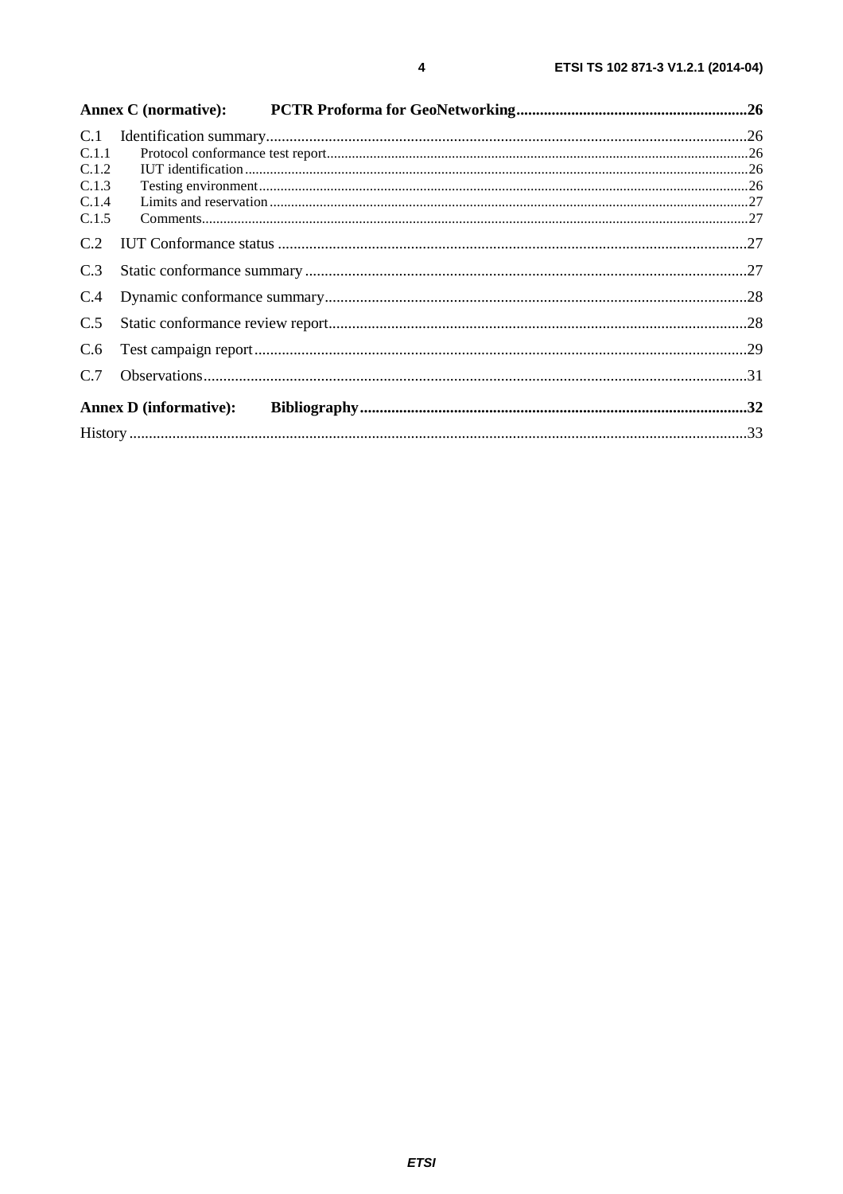**Annex C (normative): PCTR Proforma for GeoNetworking** .......... 26

C.1 Identification summary .......... 26
C.1.1 Protocol conformance test report .......... 26
C.1.2 IUT identification .......... 26
C.1.3 Testing environment .......... 26
C.1.4 Limits and reservation .......... 27
C.1.5 Comments .......... 27

C.2 IUT Conformance status .......... 27

C.3 Static conformance summary .......... 27

C.4 Dynamic conformance summary .......... 28

C.5 Static conformance review report .......... 28

C.6 Test campaign report .......... 29

C.7 Observations .......... 31

**Annex D (informative): Bibliography** .......... 32

History .......... 33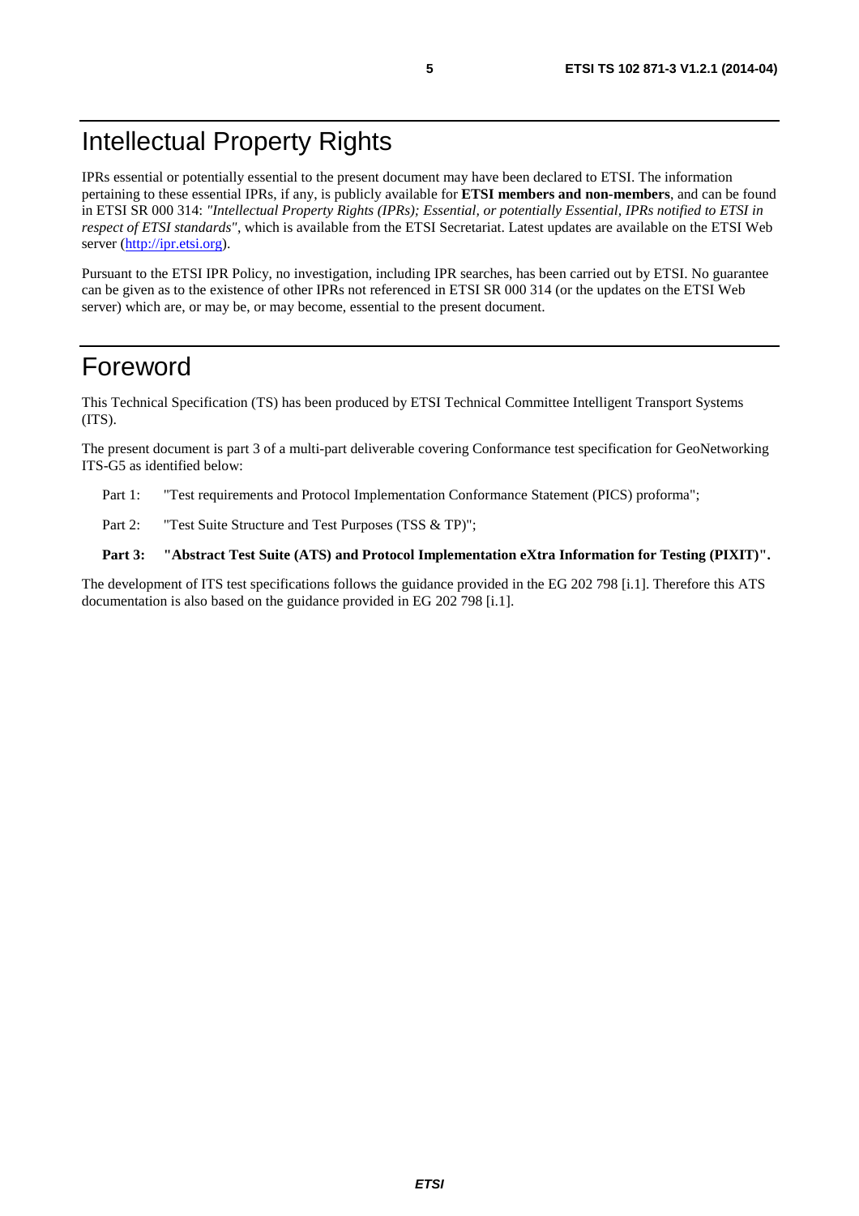# Intellectual Property Rights

IPRs essential or potentially essential to the present document may have been declared to ETSI. The information pertaining to these essential IPRs, if any, is publicly available for **ETSI members and non-members**, and can be found in ETSI SR 000 314: *"Intellectual Property Rights (IPRs); Essential, or potentially Essential, IPRs notified to ETSI in respect of ETSI standards"*, which is available from the ETSI Secretariat. Latest updates are available on the ETSI Web server (http://ipr.etsi.org).

Pursuant to the ETSI IPR Policy, no investigation, including IPR searches, has been carried out by ETSI. No guarantee can be given as to the existence of other IPRs not referenced in ETSI SR 000 314 (or the updates on the ETSI Web server) which are, or may be, or may become, essential to the present document.

# Foreword

This Technical Specification (TS) has been produced by ETSI Technical Committee Intelligent Transport Systems (ITS).

The present document is part 3 of a multi-part deliverable covering Conformance test specification for GeoNetworking ITS-G5 as identified below:

Part 1: "Test requirements and Protocol Implementation Conformance Statement (PICS) proforma";

Part 2: "Test Suite Structure and Test Purposes (TSS & TP)";

**Part 3: "Abstract Test Suite (ATS) and Protocol Implementation eXtra Information for Testing (PIXIT)".**

The development of ITS test specifications follows the guidance provided in the EG 202 798 [i.1]. Therefore this ATS documentation is also based on the guidance provided in EG 202 798 [i.1].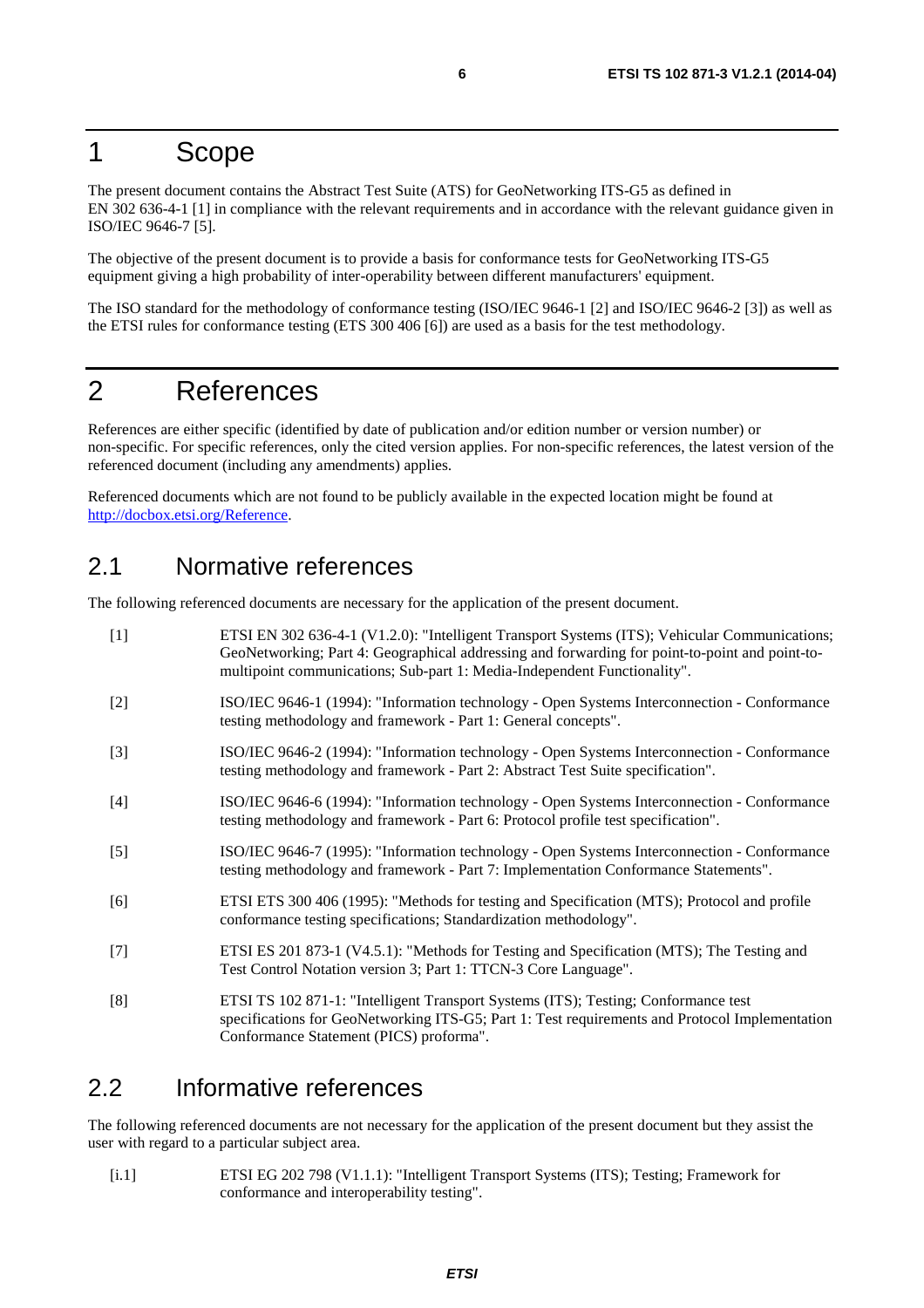# 1 Scope

The present document contains the Abstract Test Suite (ATS) for GeoNetworking ITS-G5 as defined in EN 302 636-4-1 [1] in compliance with the relevant requirements and in accordance with the relevant guidance given in ISO/IEC 9646-7 [5].

The objective of the present document is to provide a basis for conformance tests for GeoNetworking ITS-G5 equipment giving a high probability of inter-operability between different manufacturers' equipment.

The ISO standard for the methodology of conformance testing (ISO/IEC 9646-1 [2] and ISO/IEC 9646-2 [3]) as well as the ETSI rules for conformance testing (ETS 300 406 [6]) are used as a basis for the test methodology.

# 2 References

References are either specific (identified by date of publication and/or edition number or version number) or non-specific. For specific references, only the cited version applies. For non-specific references, the latest version of the referenced document (including any amendments) applies.

Referenced documents which are not found to be publicly available in the expected location might be found at http://docbox.etsi.org/Reference.

## 2.1 Normative references

The following referenced documents are necessary for the application of the present document.

- [1] ETSI EN 302 636-4-1 (V1.2.0): "Intelligent Transport Systems (ITS); Vehicular Communications; GeoNetworking; Part 4: Geographical addressing and forwarding for point-to-point and point-to-multipoint communications; Sub-part 1: Media-Independent Functionality".
- [2] ISO/IEC 9646-1 (1994): "Information technology - Open Systems Interconnection - Conformance testing methodology and framework - Part 1: General concepts".
- [3] ISO/IEC 9646-2 (1994): "Information technology - Open Systems Interconnection - Conformance testing methodology and framework - Part 2: Abstract Test Suite specification".
- [4] ISO/IEC 9646-6 (1994): "Information technology - Open Systems Interconnection - Conformance testing methodology and framework - Part 6: Protocol profile test specification".
- [5] ISO/IEC 9646-7 (1995): "Information technology - Open Systems Interconnection - Conformance testing methodology and framework - Part 7: Implementation Conformance Statements".
- [6] ETSI ETS 300 406 (1995): "Methods for testing and Specification (MTS); Protocol and profile conformance testing specifications; Standardization methodology".
- [7] ETSI ES 201 873-1 (V4.5.1): "Methods for Testing and Specification (MTS); The Testing and Test Control Notation version 3; Part 1: TTCN-3 Core Language".
- [8] ETSI TS 102 871-1: "Intelligent Transport Systems (ITS); Testing; Conformance test specifications for GeoNetworking ITS-G5; Part 1: Test requirements and Protocol Implementation Conformance Statement (PICS) proforma".

## 2.2 Informative references

The following referenced documents are not necessary for the application of the present document but they assist the user with regard to a particular subject area.

- [i.1] ETSI EG 202 798 (V1.1.1): "Intelligent Transport Systems (ITS); Testing; Framework for conformance and interoperability testing".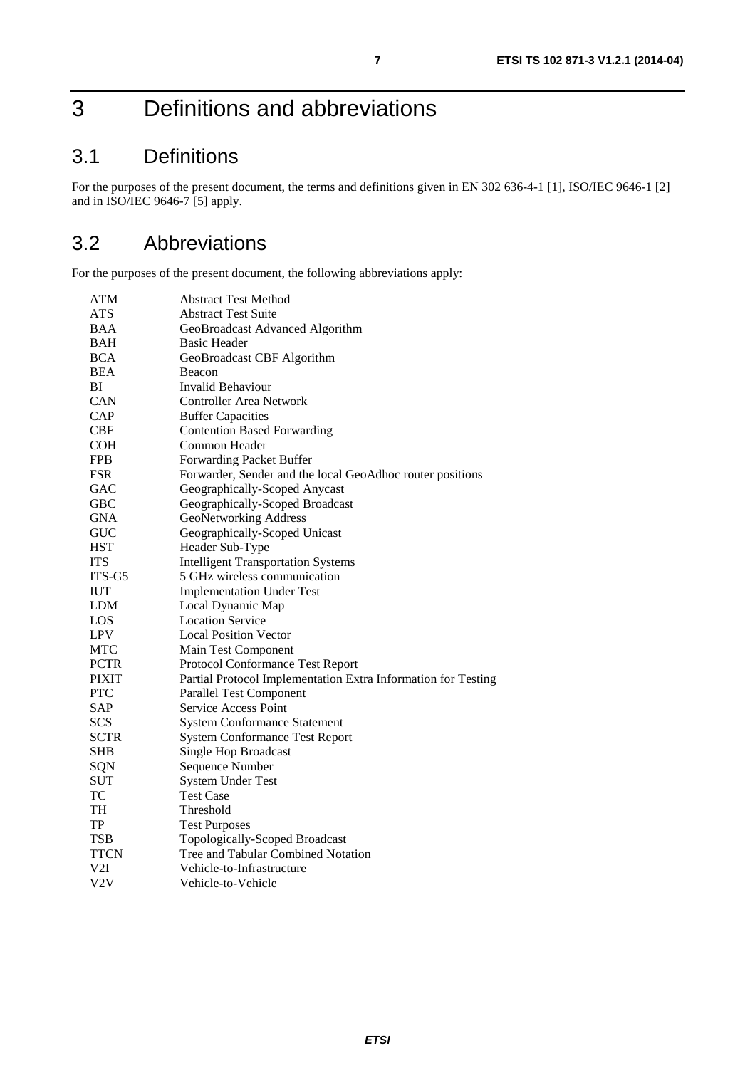# 3 Definitions and abbreviations

## 3.1 Definitions

For the purposes of the present document, the terms and definitions given in EN 302 636-4-1 [1], ISO/IEC 9646-1 [2] and in ISO/IEC 9646-7 [5] apply.

## 3.2 Abbreviations

For the purposes of the present document, the following abbreviations apply:

| | |
|---|---|
| ATM | Abstract Test Method |
| ATS | Abstract Test Suite |
| BAA | GeoBroadcast Advanced Algorithm |
| BAH | Basic Header |
| BCA | GeoBroadcast CBF Algorithm |
| BEA | Beacon |
| BI | Invalid Behaviour |
| CAN | Controller Area Network |
| CAP | Buffer Capacities |
| CBF | Contention Based Forwarding |
| COH | Common Header |
| FPB | Forwarding Packet Buffer |
| FSR | Forwarder, Sender and the local GeoAdhoc router positions |
| GAC | Geographically-Scoped Anycast |
| GBC | Geographically-Scoped Broadcast |
| GNA | GeoNetworking Address |
| GUC | Geographically-Scoped Unicast |
| HST | Header Sub-Type |
| ITS | Intelligent Transportation Systems |
| ITS-G5 | 5 GHz wireless communication |
| IUT | Implementation Under Test |
| LDM | Local Dynamic Map |
| LOS | Location Service |
| LPV | Local Position Vector |
| MTC | Main Test Component |
| PCTR | Protocol Conformance Test Report |
| PIXIT | Partial Protocol Implementation Extra Information for Testing |
| PTC | Parallel Test Component |
| SAP | Service Access Point |
| SCS | System Conformance Statement |
| SCTR | System Conformance Test Report |
| SHB | Single Hop Broadcast |
| SQN | Sequence Number |
| SUT | System Under Test |
| TC | Test Case |
| TH | Threshold |
| TP | Test Purposes |
| TSB | Topologically-Scoped Broadcast |
| TTCN | Tree and Tabular Combined Notation |
| V2I | Vehicle-to-Infrastructure |
| V2V | Vehicle-to-Vehicle |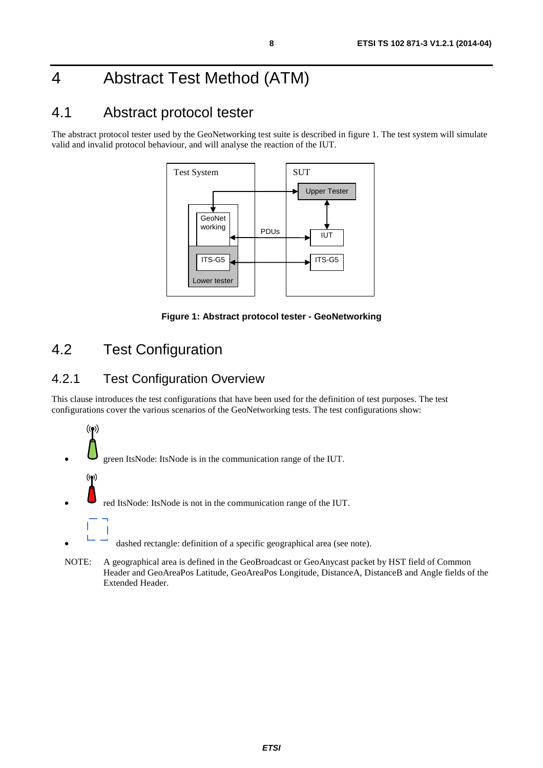# 4 Abstract Test Method (ATM)

## 4.1 Abstract protocol tester

The abstract protocol tester used by the GeoNetworking test suite is described in figure 1. The test system will simulate valid and invalid protocol behaviour, and will analyse the reaction of the IUT.

**Figure 1: Abstract protocol tester - GeoNetworking**

## 4.2 Test Configuration

### 4.2.1 Test Configuration Overview

This clause introduces the test configurations that have been used for the definition of test purposes. The test configurations cover the various scenarios of the GeoNetworking tests. The test configurations show:

- green ItsNode: ItsNode is in the communication range of the IUT.
- red ItsNode: ItsNode is not in the communication range of the IUT.
- dashed rectangle: definition of a specific geographical area (see note).

NOTE: A geographical area is defined in the GeoBroadcast or GeoAnycast packet by HST field of Common Header and GeoAreaPos Latitude, GeoAreaPos Longitude, DistanceA, DistanceB and Angle fields of the Extended Header.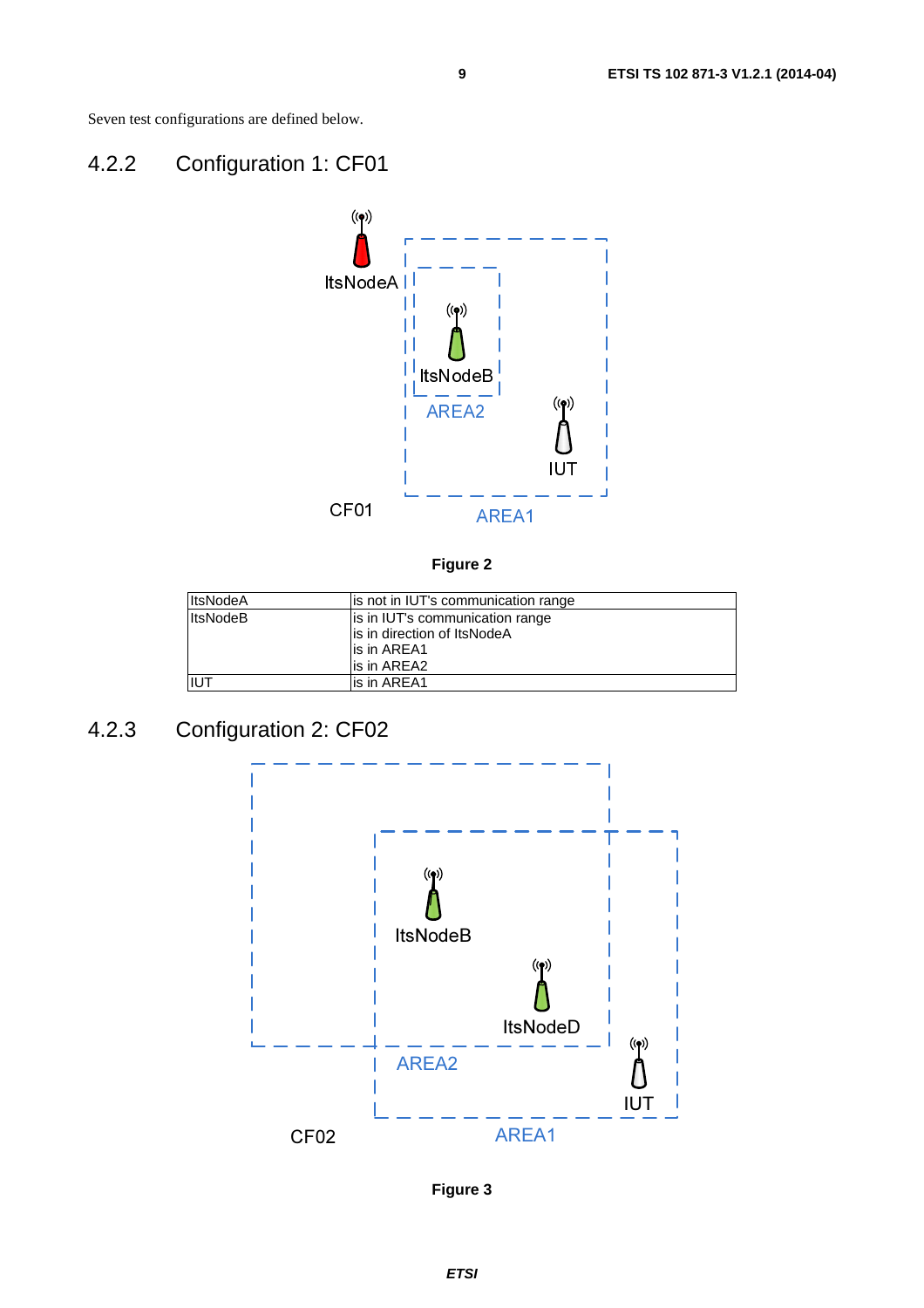Seven test configurations are defined below.

### 4.2.2 Configuration 1: CF01

Figure 2

| ItsNodeA | is not in IUT's communication range |
|---|---|
| ItsNodeB | is in IUT's communication range<br>is in direction of ItsNodeA<br>is in AREA1<br>is in AREA2 |
| IUT | is in AREA1 |

### 4.2.3 Configuration 2: CF02

Figure 3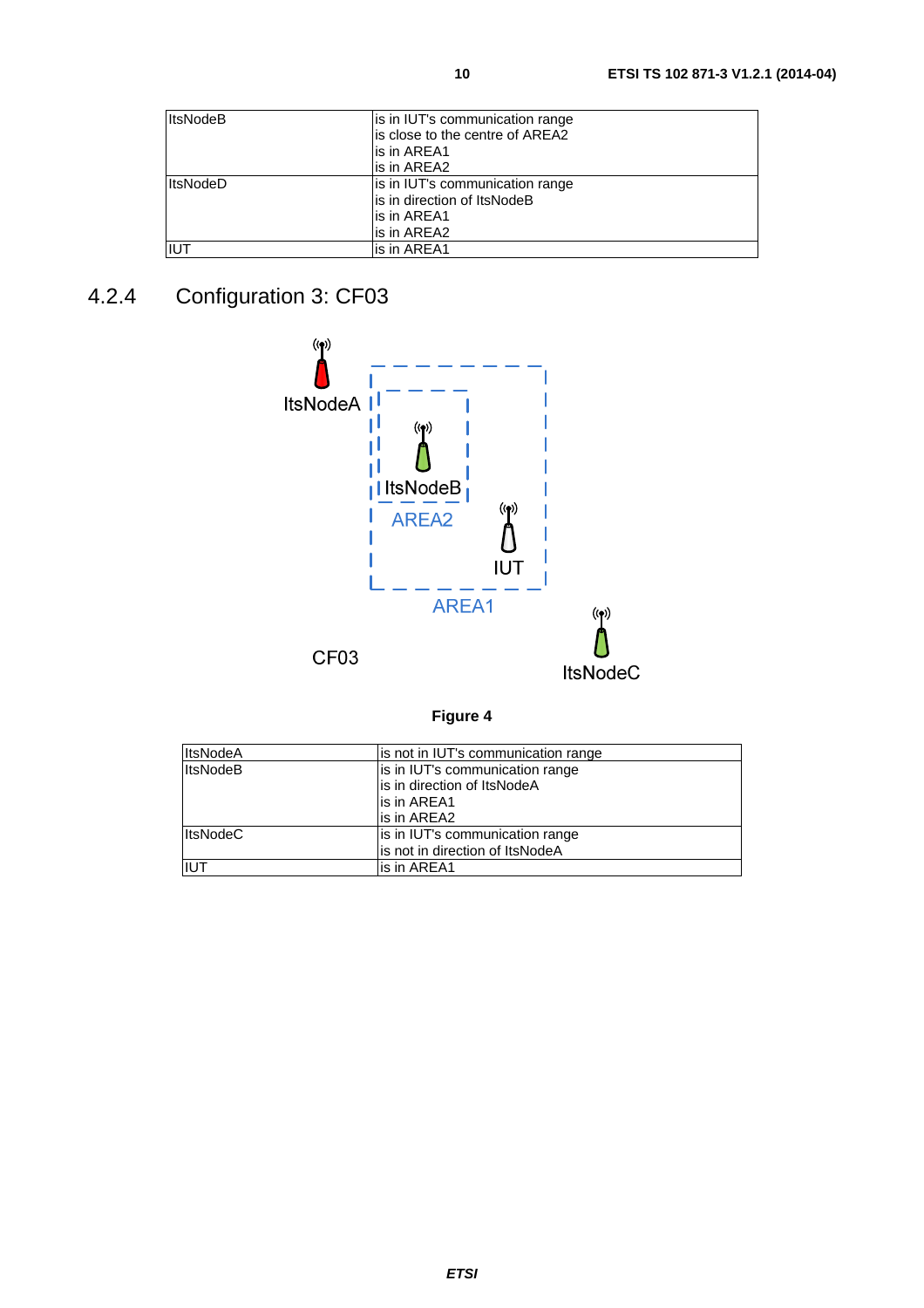| | |
|---|---|
| ItsNodeB | is in IUT's communication range<br>is close to the centre of AREA2<br>is in AREA1<br>is in AREA2 |
| ItsNodeD | is in IUT's communication range<br>is in direction of ItsNodeB<br>is in AREA1<br>is in AREA2 |
| IUT | is in AREA1 |

### 4.2.4 Configuration 3: CF03

**Figure 4**

| | |
|---|---|
| ItsNodeA | is not in IUT's communication range |
| ItsNodeB | is in IUT's communication range<br>is in direction of ItsNodeA<br>is in AREA1<br>is in AREA2 |
| ItsNodeC | is in IUT's communication range<br>is not in direction of ItsNodeA |
| IUT | is in AREA1 |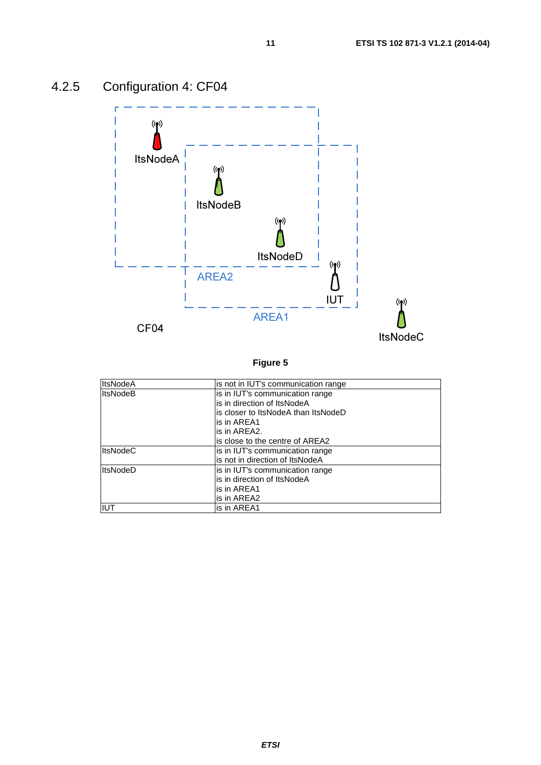## 4.2.5 Configuration 4: CF04

**Figure 5**

| | |
|---|---|
| ItsNodeA | is not in IUT's communication range |
| ItsNodeB | is in IUT's communication range<br>is in direction of ItsNodeA<br>is closer to ItsNodeA than ItsNodeD<br>is in AREA1<br>is in AREA2.<br>is close to the centre of AREA2 |
| ItsNodeC | is in IUT's communication range<br>is not in direction of ItsNodeA |
| ItsNodeD | is in IUT's communication range<br>is in direction of ItsNodeA<br>is in AREA1<br>is in AREA2 |
| IUT | is in AREA1 |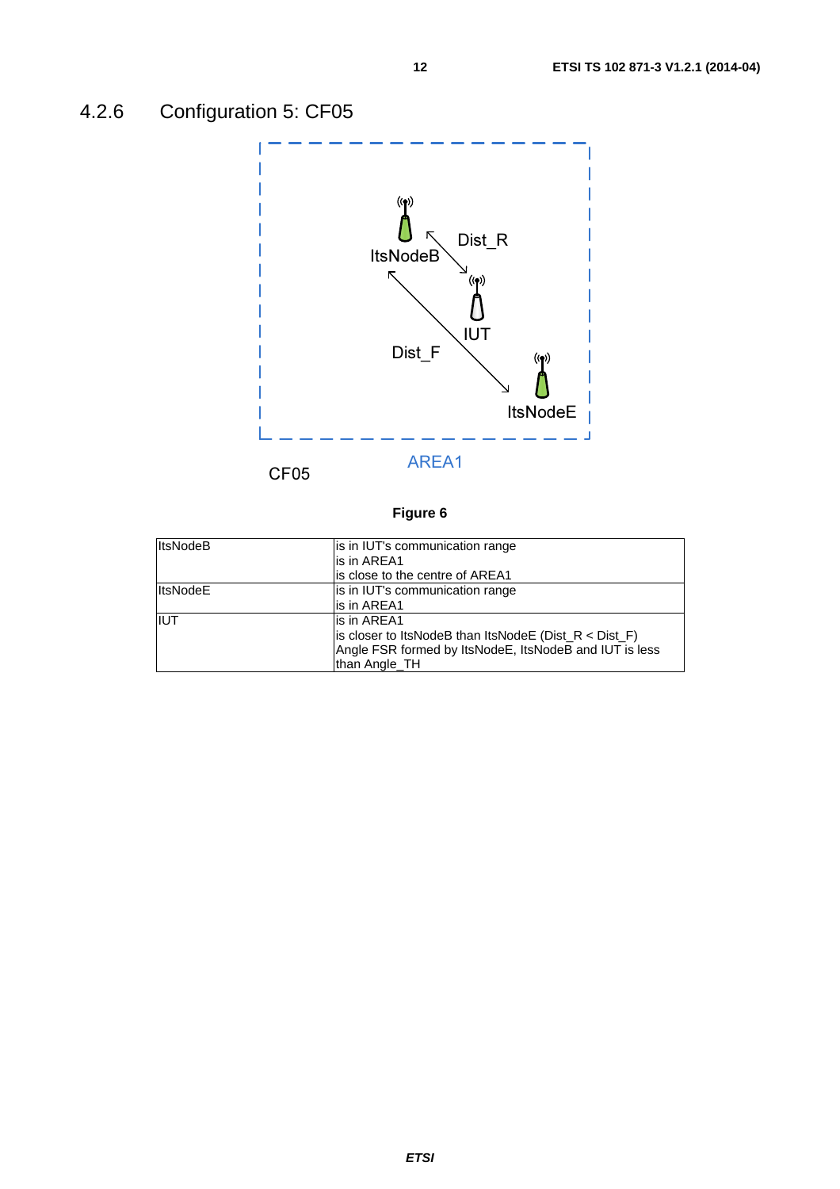### 4.2.6 Configuration 5: CF05

Figure 6

| ItsNodeB | is in IUT's communication range<br>is in AREA1<br>is close to the centre of AREA1 |
|---|---|
| ItsNodeE | is in IUT's communication range<br>is in AREA1 |
| IUT | is in AREA1<br>is closer to ItsNodeB than ItsNodeE (Dist_R < Dist_F)<br>Angle FSR formed by ItsNodeE, ItsNodeB and IUT is less than Angle_TH |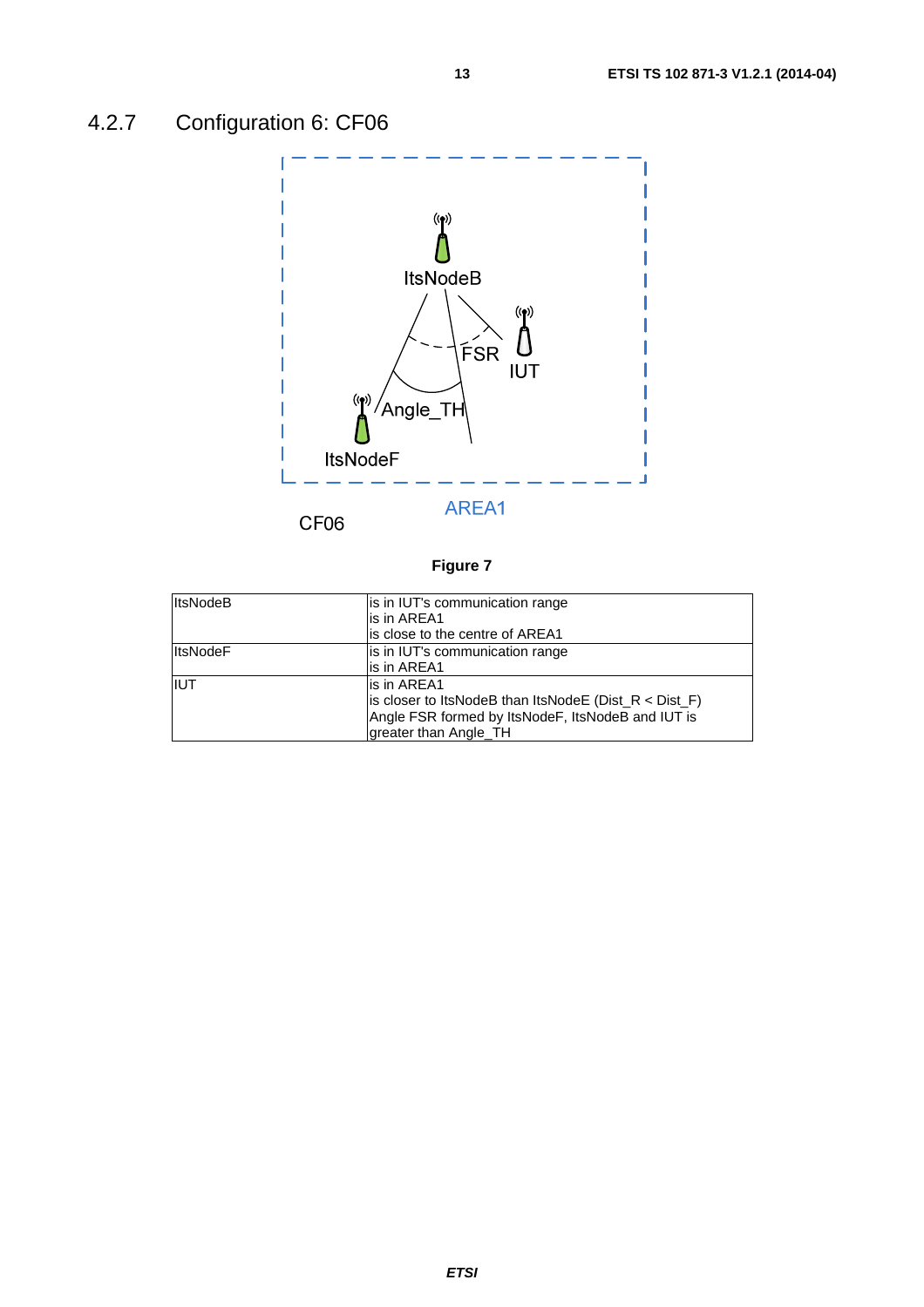### 4.2.7 Configuration 6: CF06

Figure 7

| | |
|---|---|
| ItsNodeB | is in IUT's communication range<br>is in AREA1<br>is close to the centre of AREA1 |
| ItsNodeF | is in IUT's communication range<br>is in AREA1 |
| IUT | is in AREA1<br>is closer to ItsNodeB than ItsNodeE (Dist_R < Dist_F)<br>Angle FSR formed by ItsNodeF, ItsNodeB and IUT is greater than Angle_TH |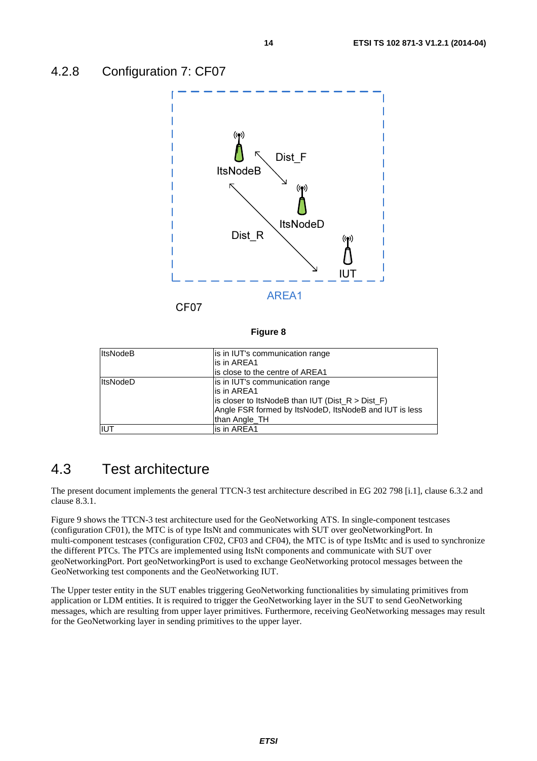## 4.2.8 Configuration 7: CF07

Figure 8

| ItsNodeB | is in IUT's communication range<br>is in AREA1<br>is close to the centre of AREA1 |
|---|---|
| ItsNodeD | is in IUT's communication range<br>is in AREA1<br>is closer to ItsNodeB than IUT (Dist_R > Dist_F)<br>Angle FSR formed by ItsNodeD, ItsNodeB and IUT is less than Angle_TH |
| IUT | is in AREA1 |

# 4.3 Test architecture

The present document implements the general TTCN-3 test architecture described in EG 202 798 [i.1], clause 6.3.2 and clause 8.3.1.

Figure 9 shows the TTCN-3 test architecture used for the GeoNetworking ATS. In single-component testcases (configuration CF01), the MTC is of type ItsNt and communicates with SUT over geoNetworkingPort. In multi-component testcases (configuration CF02, CF03 and CF04), the MTC is of type ItsMtc and is used to synchronize the different PTCs. The PTCs are implemented using ItsNt components and communicate with SUT over geoNetworkingPort. Port geoNetworkingPort is used to exchange GeoNetworking protocol messages between the GeoNetworking test components and the GeoNetworking IUT.

The Upper tester entity in the SUT enables triggering GeoNetworking functionalities by simulating primitives from application or LDM entities. It is required to trigger the GeoNetworking layer in the SUT to send GeoNetworking messages, which are resulting from upper layer primitives. Furthermore, receiving GeoNetworking messages may result for the GeoNetworking layer in sending primitives to the upper layer.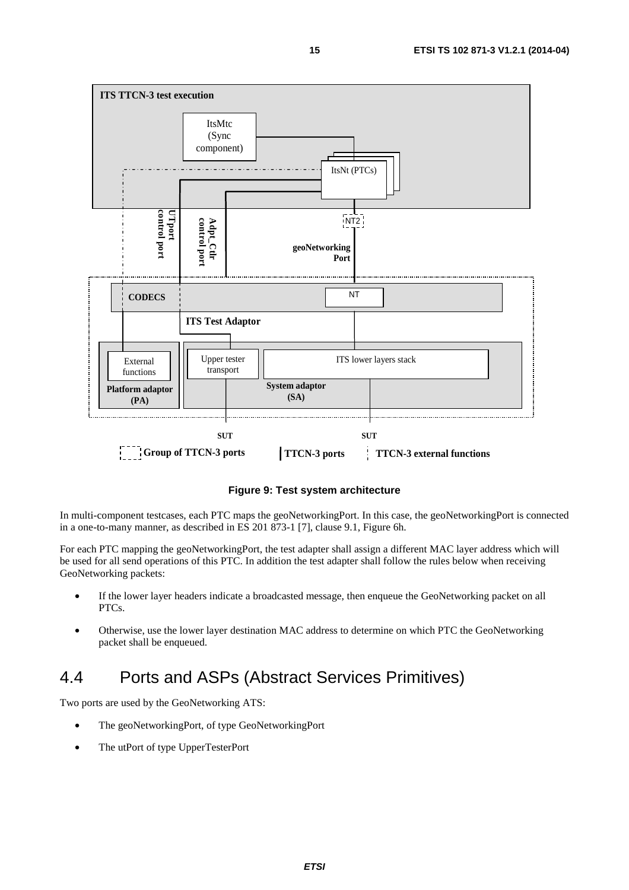Figure 9: Test system architecture

In multi-component testcases, each PTC maps the geoNetworkingPort. In this case, the geoNetworkingPort is connected in a one-to-many manner, as described in ES 201 873-1 [7], clause 9.1, Figure 6h.

For each PTC mapping the geoNetworkingPort, the test adapter shall assign a different MAC layer address which will be used for all send operations of this PTC. In addition the test adapter shall follow the rules below when receiving GeoNetworking packets:

- If the lower layer headers indicate a broadcasted message, then enqueue the GeoNetworking packet on all PTCs.
- Otherwise, use the lower layer destination MAC address to determine on which PTC the GeoNetworking packet shall be enqueued.

## 4.4 Ports and ASPs (Abstract Services Primitives)

Two ports are used by the GeoNetworking ATS:

- The geoNetworkingPort, of type GeoNetworkingPort
- The utPort of type UpperTesterPort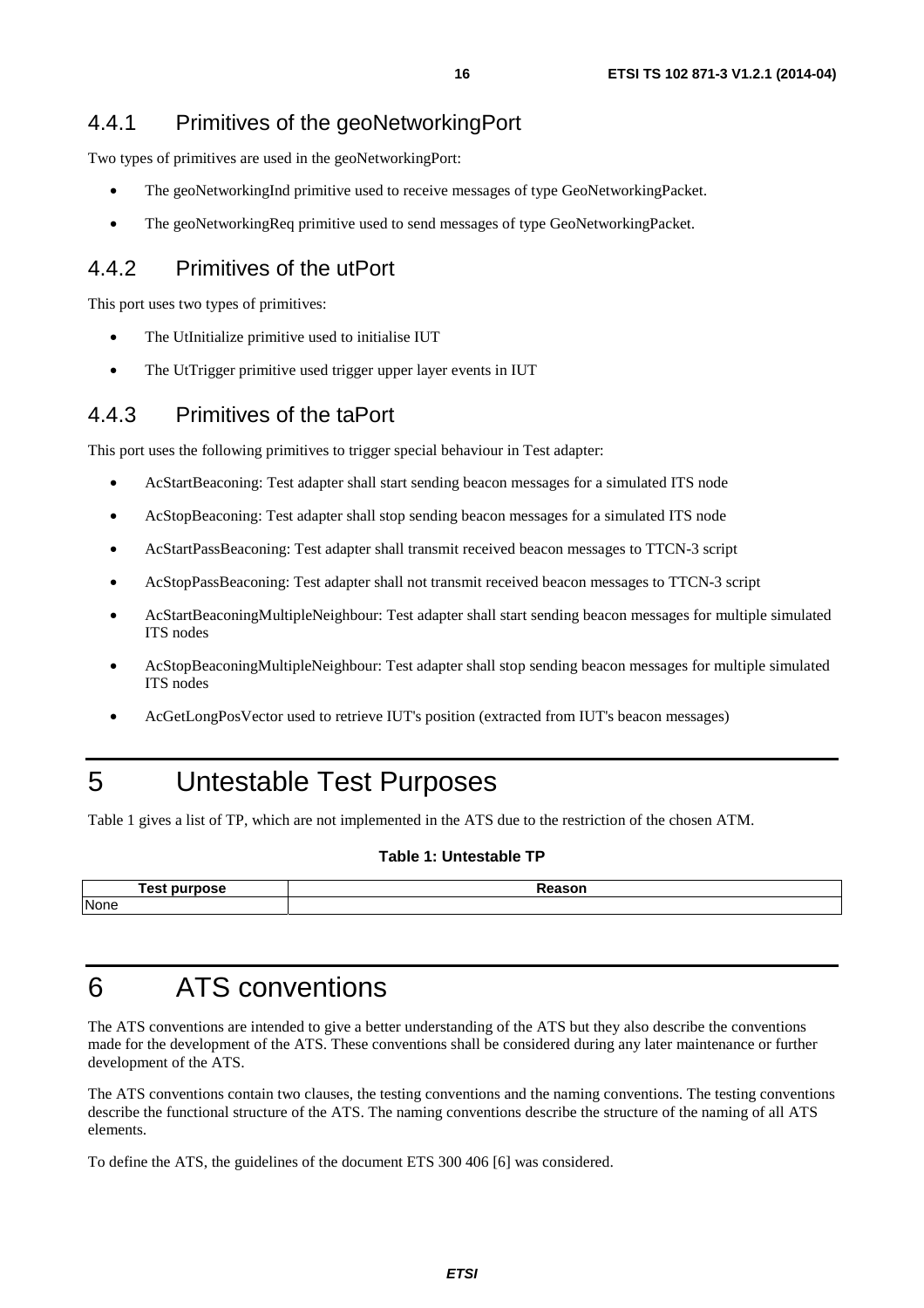### 4.4.1 Primitives of the geoNetworkingPort

Two types of primitives are used in the geoNetworkingPort:

- The geoNetworkingInd primitive used to receive messages of type GeoNetworkingPacket.
- The geoNetworkingReq primitive used to send messages of type GeoNetworkingPacket.

### 4.4.2 Primitives of the utPort

This port uses two types of primitives:

- The UtInitialize primitive used to initialise IUT
- The UtTrigger primitive used trigger upper layer events in IUT

### 4.4.3 Primitives of the taPort

This port uses the following primitives to trigger special behaviour in Test adapter:

- AcStartBeaconing: Test adapter shall start sending beacon messages for a simulated ITS node
- AcStopBeaconing: Test adapter shall stop sending beacon messages for a simulated ITS node
- AcStartPassBeaconing: Test adapter shall transmit received beacon messages to TTCN-3 script
- AcStopPassBeaconing: Test adapter shall not transmit received beacon messages to TTCN-3 script
- AcStartBeaconingMultipleNeighbour: Test adapter shall start sending beacon messages for multiple simulated ITS nodes
- AcStopBeaconingMultipleNeighbour: Test adapter shall stop sending beacon messages for multiple simulated ITS nodes
- AcGetLongPosVector used to retrieve IUT's position (extracted from IUT's beacon messages)

# 5 Untestable Test Purposes

Table 1 gives a list of TP, which are not implemented in the ATS due to the restriction of the chosen ATM.

**Table 1: Untestable TP**

| Test purpose | Reason |
|---|---|
| None | |

# 6 ATS conventions

The ATS conventions are intended to give a better understanding of the ATS but they also describe the conventions made for the development of the ATS. These conventions shall be considered during any later maintenance or further development of the ATS.

The ATS conventions contain two clauses, the testing conventions and the naming conventions. The testing conventions describe the functional structure of the ATS. The naming conventions describe the structure of the naming of all ATS elements.

To define the ATS, the guidelines of the document ETS 300 406 [6] was considered.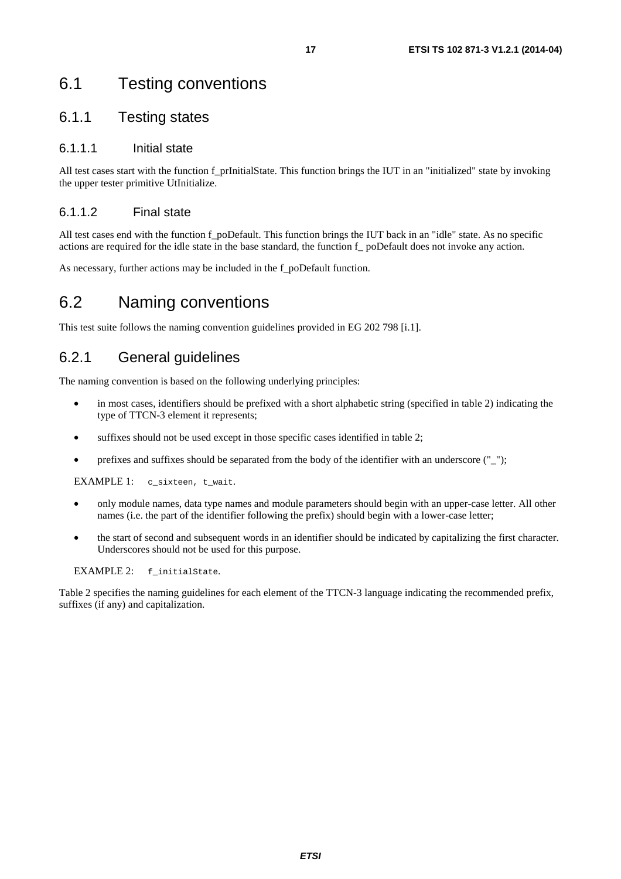# 6.1 Testing conventions

## 6.1.1 Testing states

### 6.1.1.1 Initial state

All test cases start with the function f_prInitialState. This function brings the IUT in an "initialized" state by invoking the upper tester primitive UtInitialize.

### 6.1.1.2 Final state

All test cases end with the function f_poDefault. This function brings the IUT back in an "idle" state. As no specific actions are required for the idle state in the base standard, the function f_ poDefault does not invoke any action.

As necessary, further actions may be included in the f_poDefault function.

# 6.2 Naming conventions

This test suite follows the naming convention guidelines provided in EG 202 798 [i.1].

## 6.2.1 General guidelines

The naming convention is based on the following underlying principles:

- in most cases, identifiers should be prefixed with a short alphabetic string (specified in table 2) indicating the type of TTCN-3 element it represents;
- suffixes should not be used except in those specific cases identified in table 2;
- prefixes and suffixes should be separated from the body of the identifier with an underscore ("_");

EXAMPLE 1: `c_sixteen, t_wait`.

- only module names, data type names and module parameters should begin with an upper-case letter. All other names (i.e. the part of the identifier following the prefix) should begin with a lower-case letter;
- the start of second and subsequent words in an identifier should be indicated by capitalizing the first character. Underscores should not be used for this purpose.

EXAMPLE 2: `f_initialState`.

Table 2 specifies the naming guidelines for each element of the TTCN-3 language indicating the recommended prefix, suffixes (if any) and capitalization.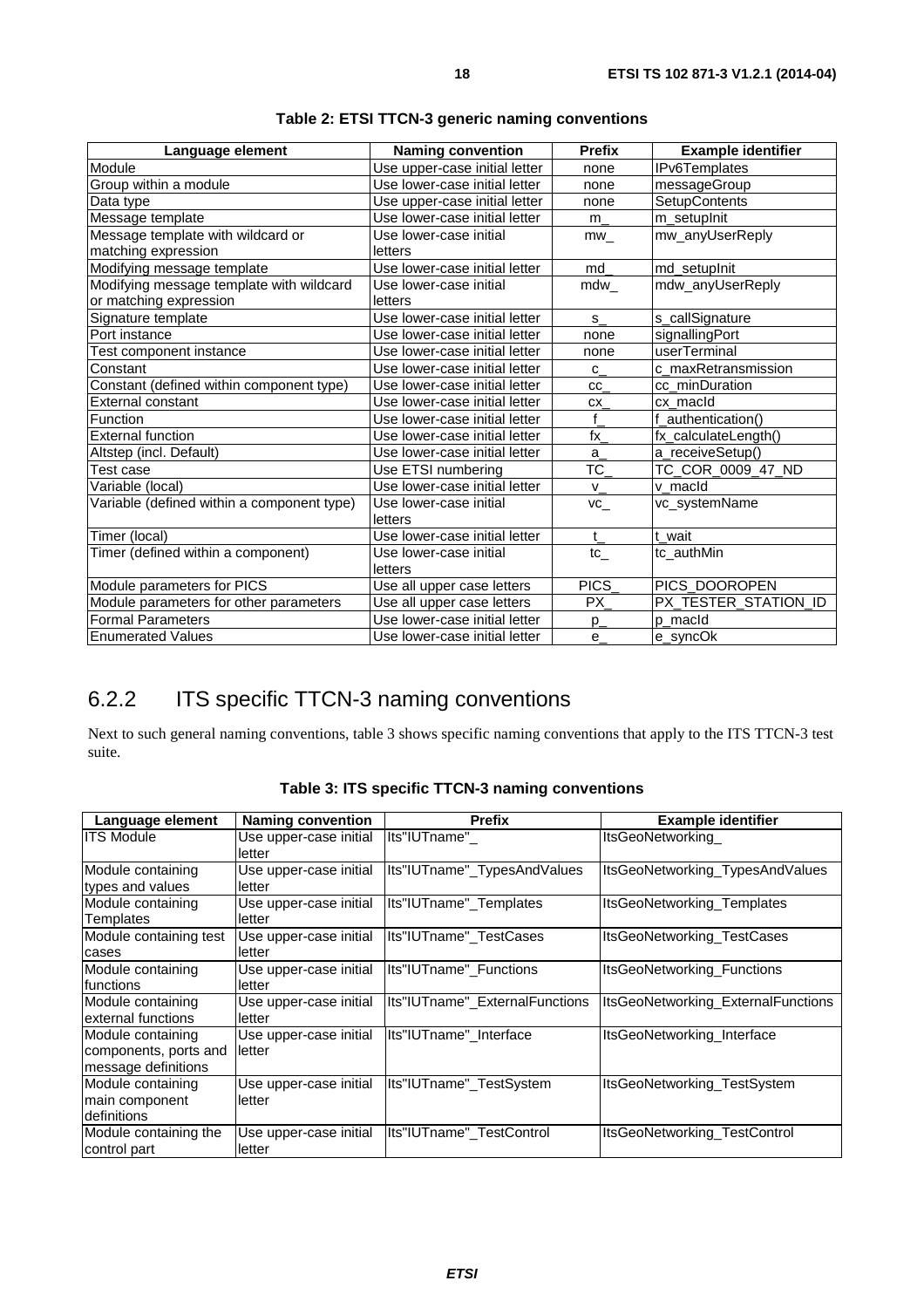**Table 2: ETSI TTCN-3 generic naming conventions**

| Language element | Naming convention | Prefix | Example identifier |
|---|---|---|---|
| Module | Use upper-case initial letter | none | IPv6Templates |
| Group within a module | Use lower-case initial letter | none | messageGroup |
| Data type | Use upper-case initial letter | none | SetupContents |
| Message template | Use lower-case initial letter | m_ | m_setupInit |
| Message template with wildcard or matching expression | Use lower-case initial letters | mw_ | mw_anyUserReply |
| Modifying message template | Use lower-case initial letter | md_ | md_setupInit |
| Modifying message template with wildcard or matching expression | Use lower-case initial letters | mdw_ | mdw_anyUserReply |
| Signature template | Use lower-case initial letter | s_ | s_callSignature |
| Port instance | Use lower-case initial letter | none | signallingPort |
| Test component instance | Use lower-case initial letter | none | userTerminal |
| Constant | Use lower-case initial letter | c_ | c_maxRetransmission |
| Constant (defined within component type) | Use lower-case initial letter | cc_ | cc_minDuration |
| External constant | Use lower-case initial letter | cx_ | cx_macId |
| Function | Use lower-case initial letter | f_ | f_authentication() |
| External function | Use lower-case initial letter | fx_ | fx_calculateLength() |
| Altstep (incl. Default) | Use lower-case initial letter | a_ | a_receiveSetup() |
| Test case | Use ETSI numbering | TC_ | TC_COR_0009_47_ND |
| Variable (local) | Use lower-case initial letter | v_ | v_macId |
| Variable (defined within a component type) | Use lower-case initial letters | vc_ | vc_systemName |
| Timer (local) | Use lower-case initial letter | t_ | t_wait |
| Timer (defined within a component) | Use lower-case initial letters | tc_ | tc_authMin |
| Module parameters for PICS | Use all upper case letters | PICS_ | PICS_DOOROPEN |
| Module parameters for other parameters | Use all upper case letters | PX_ | PX_TESTER_STATION_ID |
| Formal Parameters | Use lower-case initial letter | p_ | p_macId |
| Enumerated Values | Use lower-case initial letter | e_ | e_syncOk |

## 6.2.2 ITS specific TTCN-3 naming conventions

Next to such general naming conventions, table 3 shows specific naming conventions that apply to the ITS TTCN-3 test suite.

**Table 3: ITS specific TTCN-3 naming conventions**

| Language element | Naming convention | Prefix | Example identifier |
|---|---|---|---|
| ITS Module | Use upper-case initial letter | Its"IUTname"_ | ItsGeoNetworking_ |
| Module containing types and values | Use upper-case initial letter | Its"IUTname"_TypesAndValues | ItsGeoNetworking_TypesAndValues |
| Module containing Templates | Use upper-case initial letter | Its"IUTname"_Templates | ItsGeoNetworking_Templates |
| Module containing test cases | Use upper-case initial letter | Its"IUTname"_TestCases | ItsGeoNetworking_TestCases |
| Module containing functions | Use upper-case initial letter | Its"IUTname"_Functions | ItsGeoNetworking_Functions |
| Module containing external functions | Use upper-case initial letter | Its"IUTname"_ExternalFunctions | ItsGeoNetworking_ExternalFunctions |
| Module containing components, ports and message definitions | Use upper-case initial letter | Its"IUTname"_Interface | ItsGeoNetworking_Interface |
| Module containing main component definitions | Use upper-case initial letter | Its"IUTname"_TestSystem | ItsGeoNetworking_TestSystem |
| Module containing the control part | Use upper-case initial letter | Its"IUTname"_TestControl | ItsGeoNetworking_TestControl |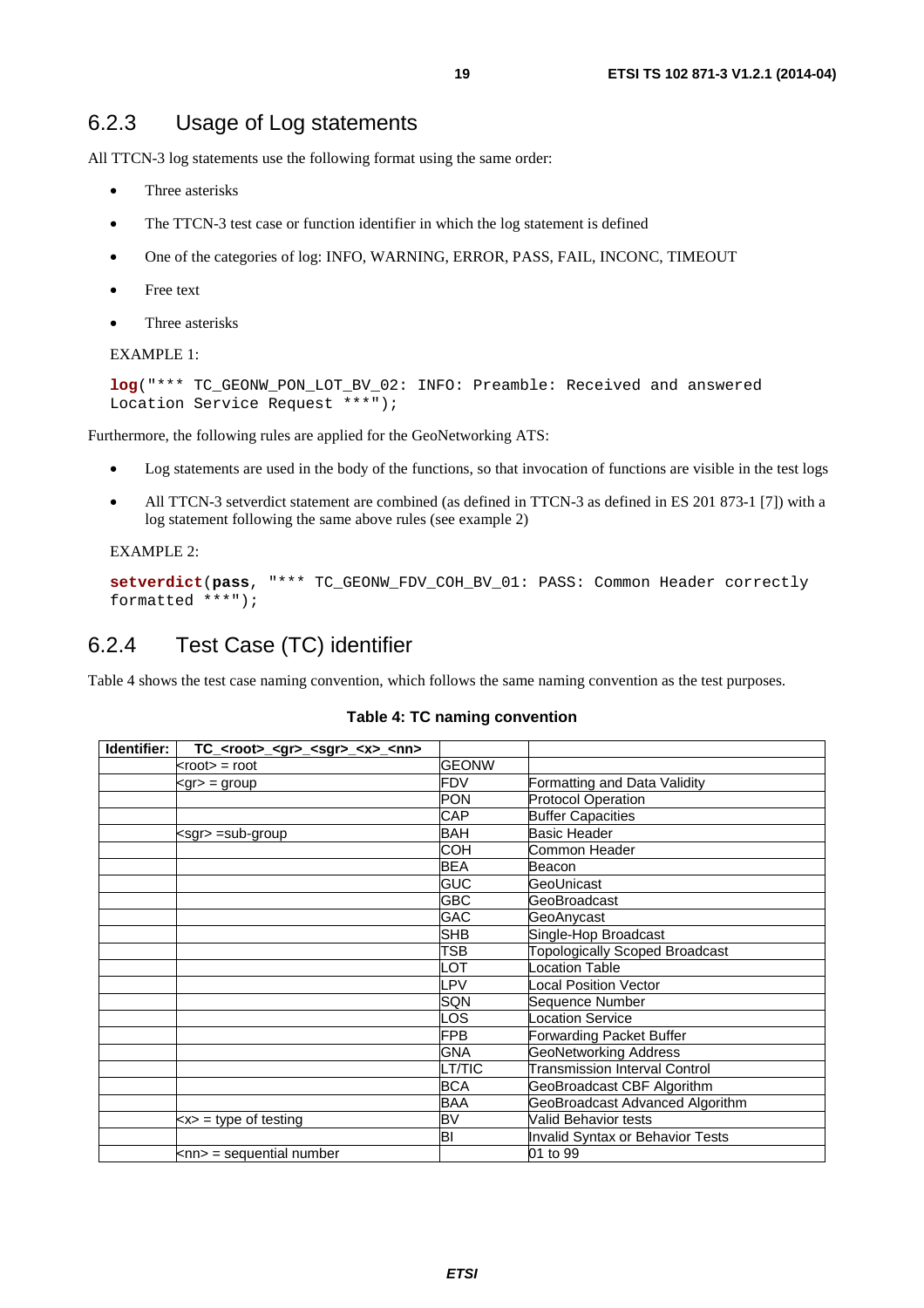### 6.2.3 Usage of Log statements

All TTCN-3 log statements use the following format using the same order:

- Three asterisks
- The TTCN-3 test case or function identifier in which the log statement is defined
- One of the categories of log: INFO, WARNING, ERROR, PASS, FAIL, INCONC, TIMEOUT
- Free text
- Three asterisks

EXAMPLE 1:

```
log("*** TC_GEONW_PON_LOT_BV_02: INFO: Preamble: Received and answered
Location Service Request ***");
```

Furthermore, the following rules are applied for the GeoNetworking ATS:

- Log statements are used in the body of the functions, so that invocation of functions are visible in the test logs
- All TTCN-3 setverdict statement are combined (as defined in TTCN-3 as defined in ES 201 873-1 [7]) with a log statement following the same above rules (see example 2)

EXAMPLE 2:

```
setverdict(pass, "*** TC_GEONW_FDV_COH_BV_01: PASS: Common Header correctly
formatted ***");
```

### 6.2.4 Test Case (TC) identifier

Table 4 shows the test case naming convention, which follows the same naming convention as the test purposes.

**Table 4: TC naming convention**

| **Identifier:** | **TC_<root>_<gr>_<sgr>_<x>_<nn>** | | |
|---|---|---|---|
| | <root> = root | GEONW | |
| | <gr> = group | FDV | Formatting and Data Validity |
| | | PON | Protocol Operation |
| | | CAP | Buffer Capacities |
| | <sgr> =sub-group | BAH | Basic Header |
| | | COH | Common Header |
| | | BEA | Beacon |
| | | GUC | GeoUnicast |
| | | GBC | GeoBroadcast |
| | | GAC | GeoAnycast |
| | | SHB | Single-Hop Broadcast |
| | | TSB | Topologically Scoped Broadcast |
| | | LOT | Location Table |
| | | LPV | Local Position Vector |
| | | SQN | Sequence Number |
| | | LOS | Location Service |
| | | FPB | Forwarding Packet Buffer |
| | | GNA | GeoNetworking Address |
| | | LT/TIC | Transmission Interval Control |
| | | BCA | GeoBroadcast CBF Algorithm |
| | | BAA | GeoBroadcast Advanced Algorithm |
| | <x> = type of testing | BV | Valid Behavior tests |
| | | BI | Invalid Syntax or Behavior Tests |
| | <nn> = sequential number | | 01 to 99 |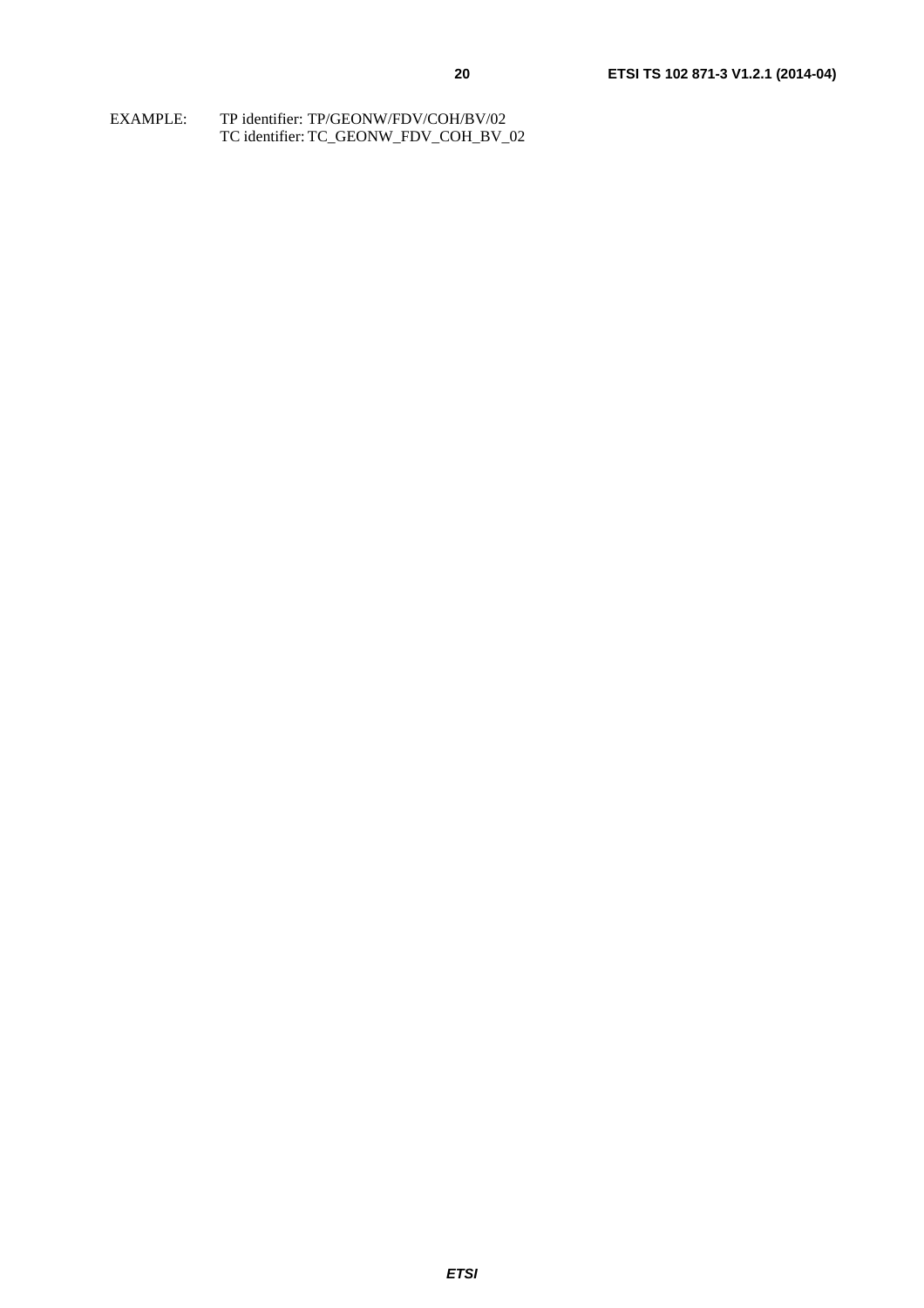EXAMPLE: TP identifier: TP/GEONW/FDV/COH/BV/02
TC identifier: TC_GEONW_FDV_COH_BV_02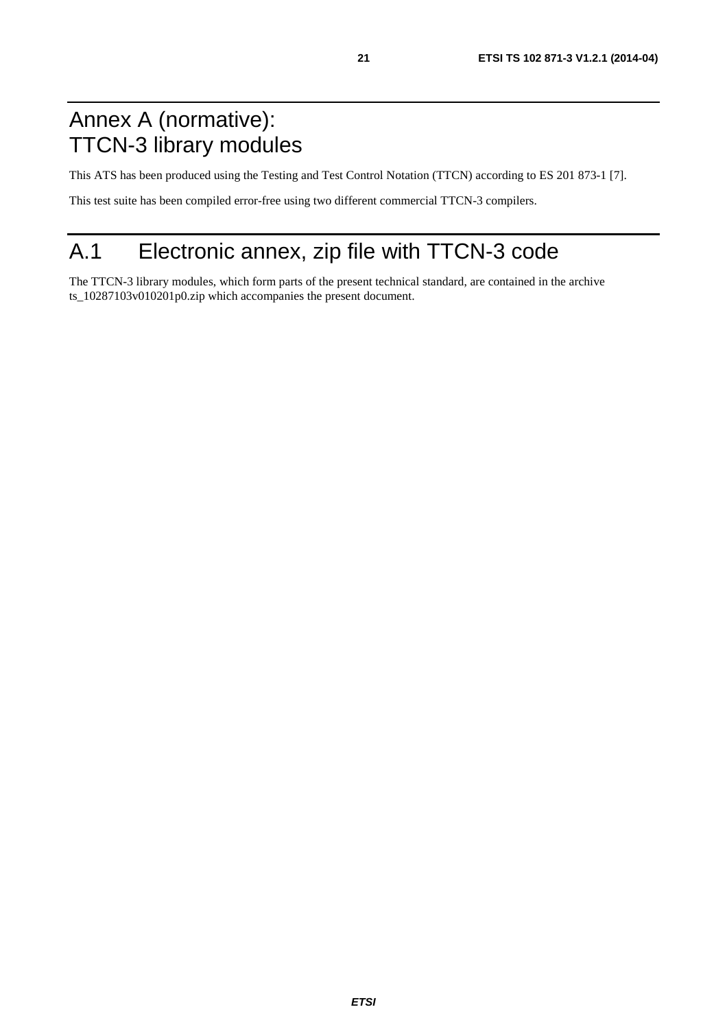# Annex A (normative): TTCN-3 library modules

This ATS has been produced using the Testing and Test Control Notation (TTCN) according to ES 201 873-1 [7].

This test suite has been compiled error-free using two different commercial TTCN-3 compilers.

# A.1 Electronic annex, zip file with TTCN-3 code

The TTCN-3 library modules, which form parts of the present technical standard, are contained in the archive ts_10287103v010201p0.zip which accompanies the present document.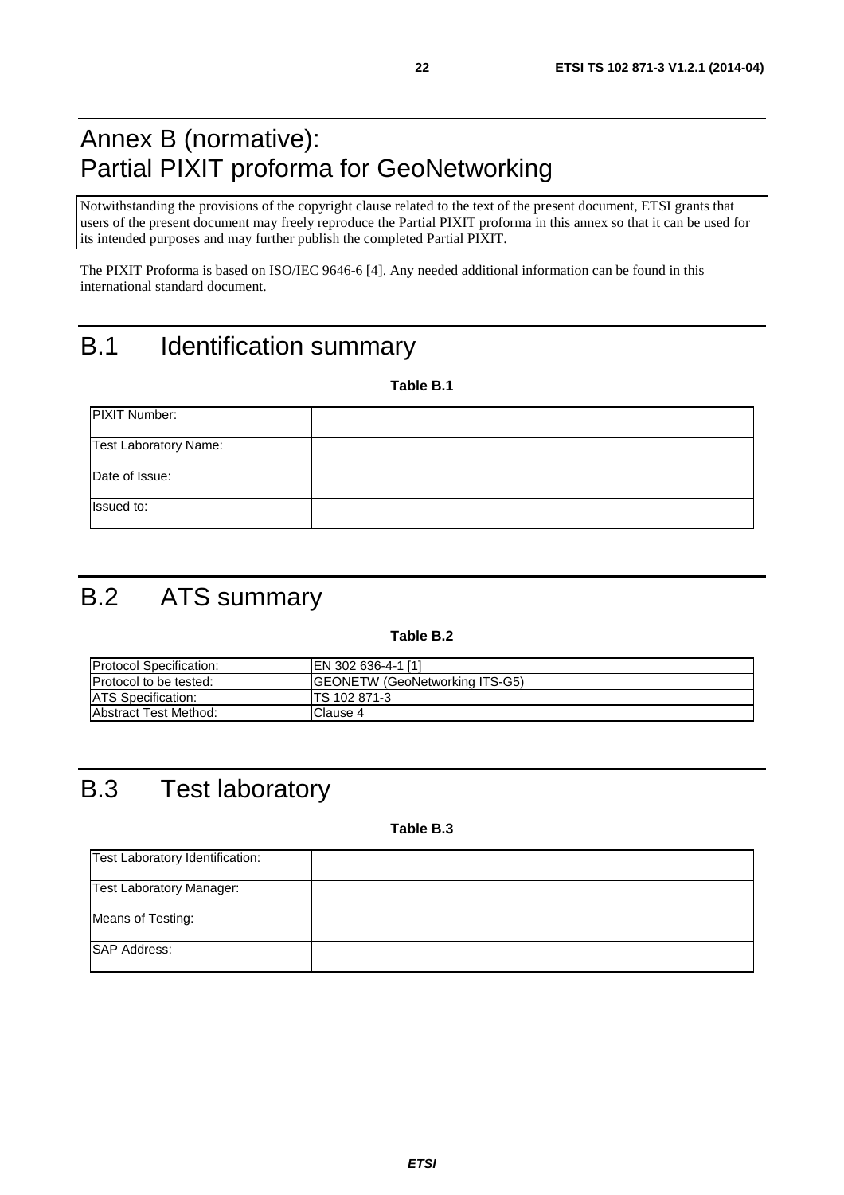# Annex B (normative): Partial PIXIT proforma for GeoNetworking

Notwithstanding the provisions of the copyright clause related to the text of the present document, ETSI grants that users of the present document may freely reproduce the Partial PIXIT proforma in this annex so that it can be used for its intended purposes and may further publish the completed Partial PIXIT.

The PIXIT Proforma is based on ISO/IEC 9646-6 [4]. Any needed additional information can be found in this international standard document.

# B.1 Identification summary

**Table B.1**

| | |
|---|---|
| PIXIT Number: | |
| Test Laboratory Name: | |
| Date of Issue: | |
| Issued to: | |

# B.2 ATS summary

**Table B.2**

| | |
|---|---|
| Protocol Specification: | EN 302 636-4-1 [1] |
| Protocol to be tested: | GEONETW (GeoNetworking ITS-G5) |
| ATS Specification: | TS 102 871-3 |
| Abstract Test Method: | Clause 4 |

# B.3 Test laboratory

**Table B.3**

| | |
|---|---|
| Test Laboratory Identification: | |
| Test Laboratory Manager: | |
| Means of Testing: | |
| SAP Address: | |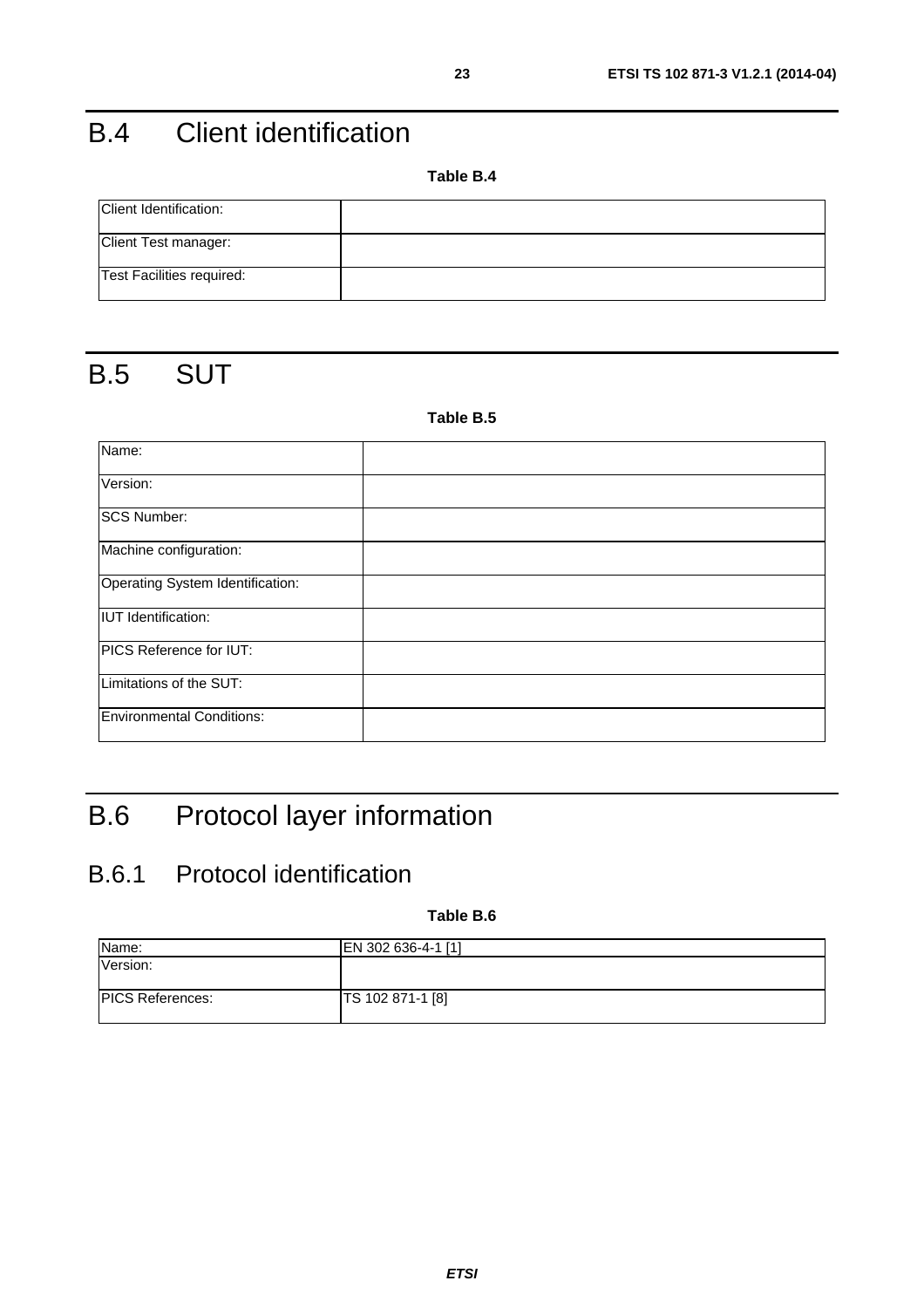# B.4 Client identification

**Table B.4**

| | |
|---|---|
| Client Identification: | |
| Client Test manager: | |
| Test Facilities required: | |

# B.5 SUT

**Table B.5**

| | |
|---|---|
| Name: | |
| Version: | |
| SCS Number: | |
| Machine configuration: | |
| Operating System Identification: | |
| IUT Identification: | |
| PICS Reference for IUT: | |
| Limitations of the SUT: | |
| Environmental Conditions: | |

# B.6 Protocol layer information

## B.6.1 Protocol identification

**Table B.6**

| | |
|---|---|
| Name: | EN 302 636-4-1 [1] |
| Version: | |
| PICS References: | TS 102 871-1 [8] |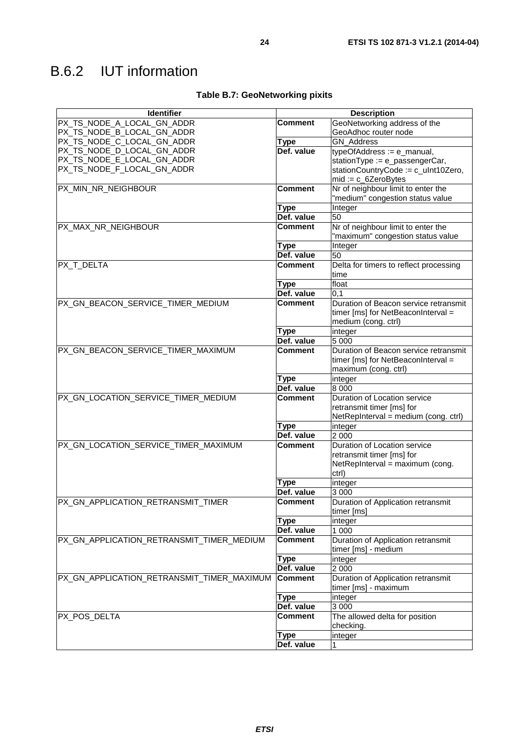## B.6.2 IUT information

**Table B.7: GeoNetworking pixits**

| Identifier | Description | |
|---|---|---|
| PX_TS_NODE_A_LOCAL_GN_ADDR<br>PX_TS_NODE_B_LOCAL_GN_ADDR<br>PX_TS_NODE_C_LOCAL_GN_ADDR<br>PX_TS_NODE_D_LOCAL_GN_ADDR<br>PX_TS_NODE_E_LOCAL_GN_ADDR<br>PX_TS_NODE_F_LOCAL_GN_ADDR | **Comment** | GeoNetworking address of the GeoAdhoc router node |
| | **Type** | GN_Address |
| | **Def. value** | typeOfAddress := e_manual, stationType := e_passengerCar, stationCountryCode := c_uInt10Zero, mid := c_6ZeroBytes |
| PX_MIN_NR_NEIGHBOUR | **Comment** | Nr of neighbour limit to enter the "medium" congestion status value |
| | **Type** | Integer |
| | **Def. value** | 50 |
| PX_MAX_NR_NEIGHBOUR | **Comment** | Nr of neighbour limit to enter the "maximum" congestion status value |
| | **Type** | Integer |
| | **Def. value** | 50 |
| PX_T_DELTA | **Comment** | Delta for timers to reflect processing time |
| | **Type** | float |
| | **Def. value** | 0,1 |
| PX_GN_BEACON_SERVICE_TIMER_MEDIUM | **Comment** | Duration of Beacon service retransmit timer [ms] for NetBeaconInterval = medium (cong. ctrl) |
| | **Type** | integer |
| | **Def. value** | 5 000 |
| PX_GN_BEACON_SERVICE_TIMER_MAXIMUM | **Comment** | Duration of Beacon service retransmit timer [ms] for NetBeaconInterval = maximum (cong. ctrl) |
| | **Type** | integer |
| | **Def. value** | 8 000 |
| PX_GN_LOCATION_SERVICE_TIMER_MEDIUM | **Comment** | Duration of Location service retransmit timer [ms] for NetRepInterval = medium (cong. ctrl) |
| | **Type** | integer |
| | **Def. value** | 2 000 |
| PX_GN_LOCATION_SERVICE_TIMER_MAXIMUM | **Comment** | Duration of Location service retransmit timer [ms] for NetRepInterval = maximum (cong. ctrl) |
| | **Type** | integer |
| | **Def. value** | 3 000 |
| PX_GN_APPLICATION_RETRANSMIT_TIMER | **Comment** | Duration of Application retransmit timer [ms] |
| | **Type** | integer |
| | **Def. value** | 1 000 |
| PX_GN_APPLICATION_RETRANSMIT_TIMER_MEDIUM | **Comment** | Duration of Application retransmit timer [ms] - medium |
| | **Type** | integer |
| | **Def. value** | 2 000 |
| PX_GN_APPLICATION_RETRANSMIT_TIMER_MAXIMUM | **Comment** | Duration of Application retransmit timer [ms] - maximum |
| | **Type** | integer |
| | **Def. value** | 3 000 |
| PX_POS_DELTA | **Comment** | The allowed delta for position checking. |
| | **Type** | integer |
| | **Def. value** | 1 |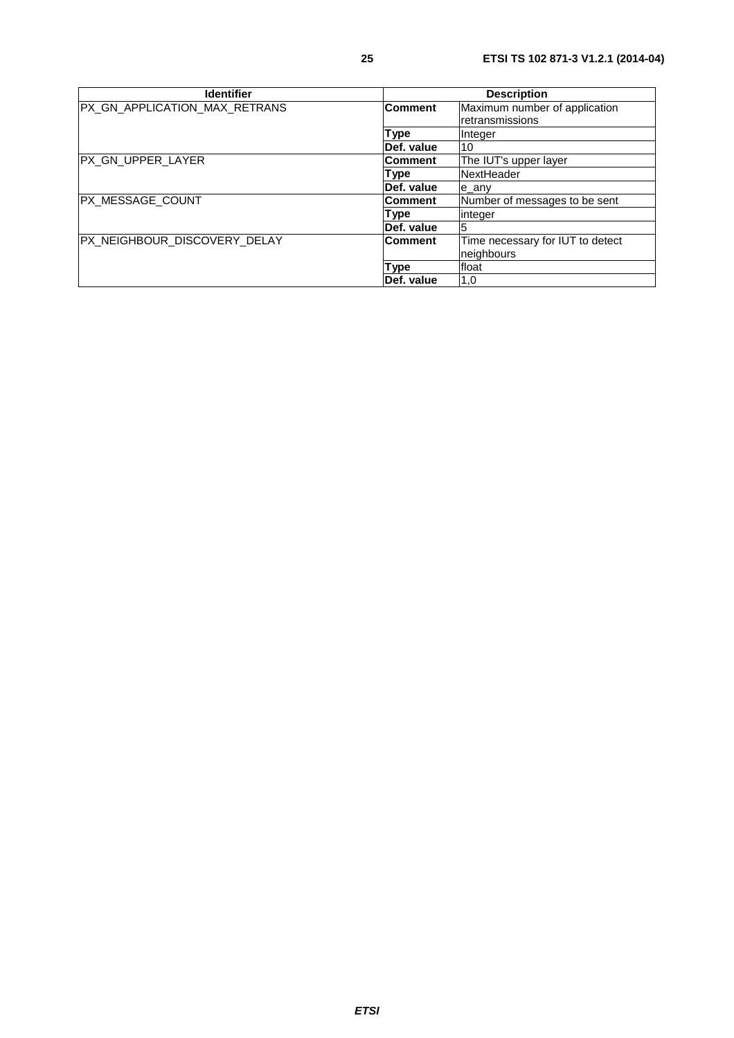| Identifier | Description | |
|---|---|---|
| PX_GN_APPLICATION_MAX_RETRANS | **Comment** | Maximum number of application retransmissions |
| | **Type** | Integer |
| | **Def. value** | 10 |
| PX_GN_UPPER_LAYER | **Comment** | The IUT's upper layer |
| | **Type** | NextHeader |
| | **Def. value** | e_any |
| PX_MESSAGE_COUNT | **Comment** | Number of messages to be sent |
| | **Type** | integer |
| | **Def. value** | 5 |
| PX_NEIGHBOUR_DISCOVERY_DELAY | **Comment** | Time necessary for IUT to detect neighbours |
| | **Type** | float |
| | **Def. value** | 1,0 |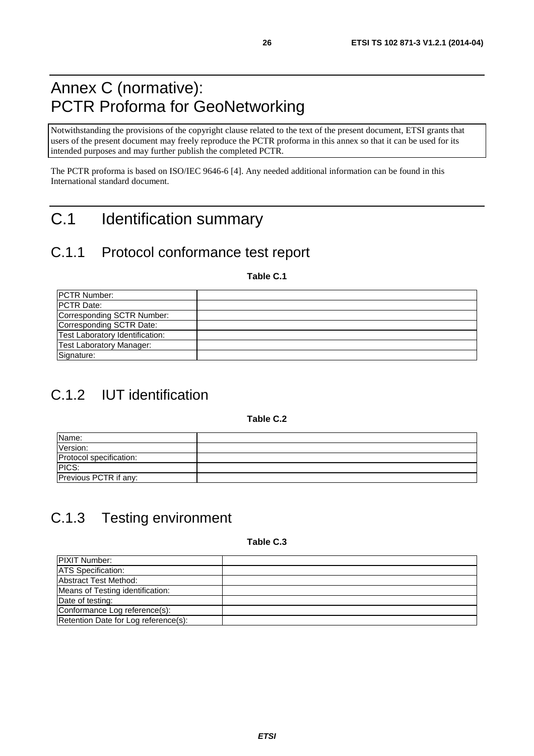# Annex C (normative): PCTR Proforma for GeoNetworking

Notwithstanding the provisions of the copyright clause related to the text of the present document, ETSI grants that users of the present document may freely reproduce the PCTR proforma in this annex so that it can be used for its intended purposes and may further publish the completed PCTR.

The PCTR proforma is based on ISO/IEC 9646-6 [4]. Any needed additional information can be found in this International standard document.

# C.1 Identification summary

## C.1.1 Protocol conformance test report

**Table C.1**

| | |
|---|---|
| PCTR Number: | |
| PCTR Date: | |
| Corresponding SCTR Number: | |
| Corresponding SCTR Date: | |
| Test Laboratory Identification: | |
| Test Laboratory Manager: | |
| Signature: | |

## C.1.2 IUT identification

**Table C.2**

| | |
|---|---|
| Name: | |
| Version: | |
| Protocol specification: | |
| PICS: | |
| Previous PCTR if any: | |

## C.1.3 Testing environment

**Table C.3**

| | |
|---|---|
| PIXIT Number: | |
| ATS Specification: | |
| Abstract Test Method: | |
| Means of Testing identification: | |
| Date of testing: | |
| Conformance Log reference(s): | |
| Retention Date for Log reference(s): | |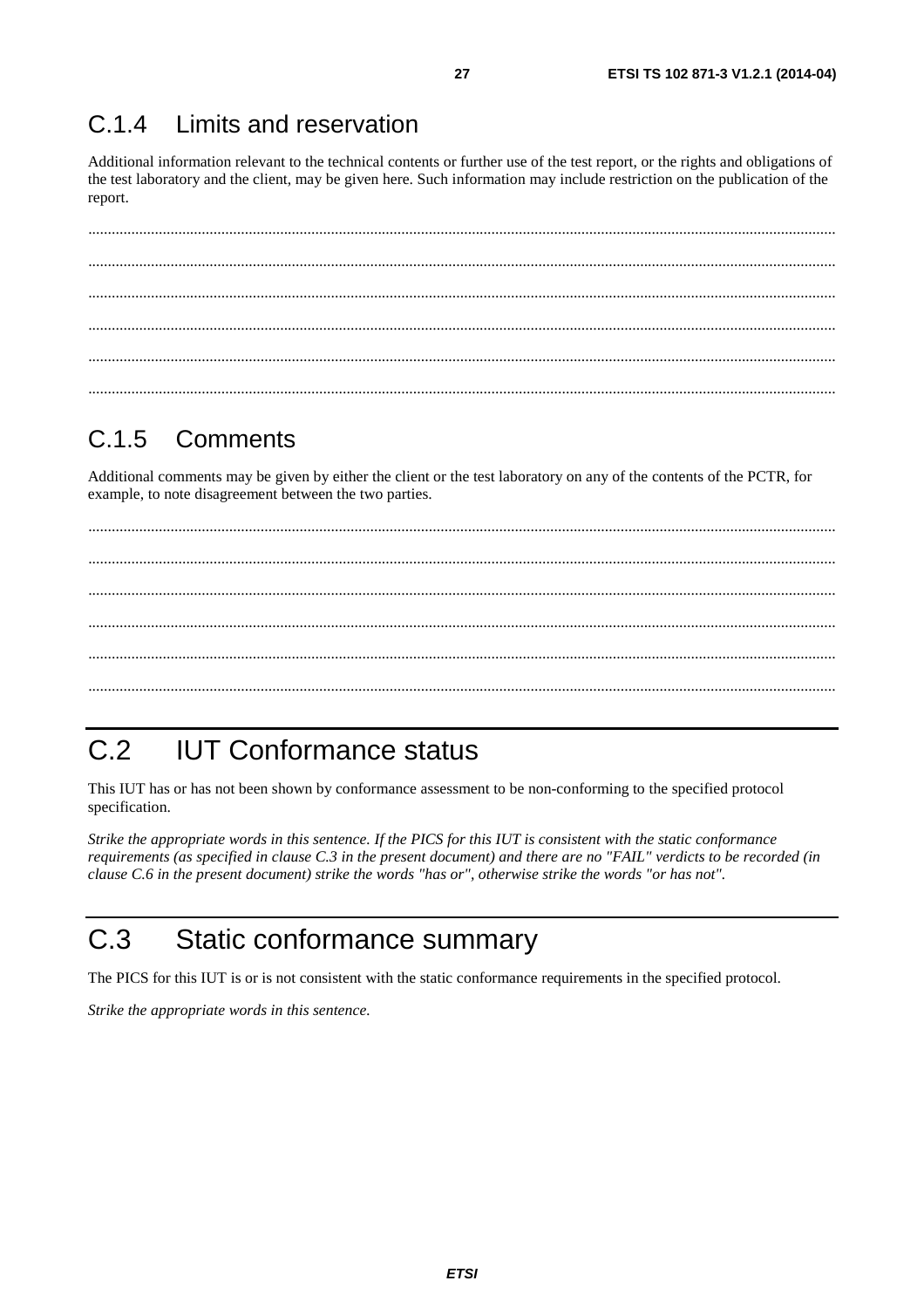## C.1.4 Limits and reservation

Additional information relevant to the technical contents or further use of the test report, or the rights and obligations of the test laboratory and the client, may be given here. Such information may include restriction on the publication of the report.

............................................................................................................................................................................................

............................................................................................................................................................................................

............................................................................................................................................................................................

............................................................................................................................................................................................

............................................................................................................................................................................................

............................................................................................................................................................................................

## C.1.5 Comments

Additional comments may be given by either the client or the test laboratory on any of the contents of the PCTR, for example, to note disagreement between the two parties.

............................................................................................................................................................................................

............................................................................................................................................................................................

............................................................................................................................................................................................

............................................................................................................................................................................................

............................................................................................................................................................................................

............................................................................................................................................................................................

# C.2 IUT Conformance status

This IUT has or has not been shown by conformance assessment to be non-conforming to the specified protocol specification.

*Strike the appropriate words in this sentence. If the PICS for this IUT is consistent with the static conformance requirements (as specified in clause C.3 in the present document) and there are no "FAIL" verdicts to be recorded (in clause C.6 in the present document) strike the words "has or", otherwise strike the words "or has not".*

# C.3 Static conformance summary

The PICS for this IUT is or is not consistent with the static conformance requirements in the specified protocol.

*Strike the appropriate words in this sentence.*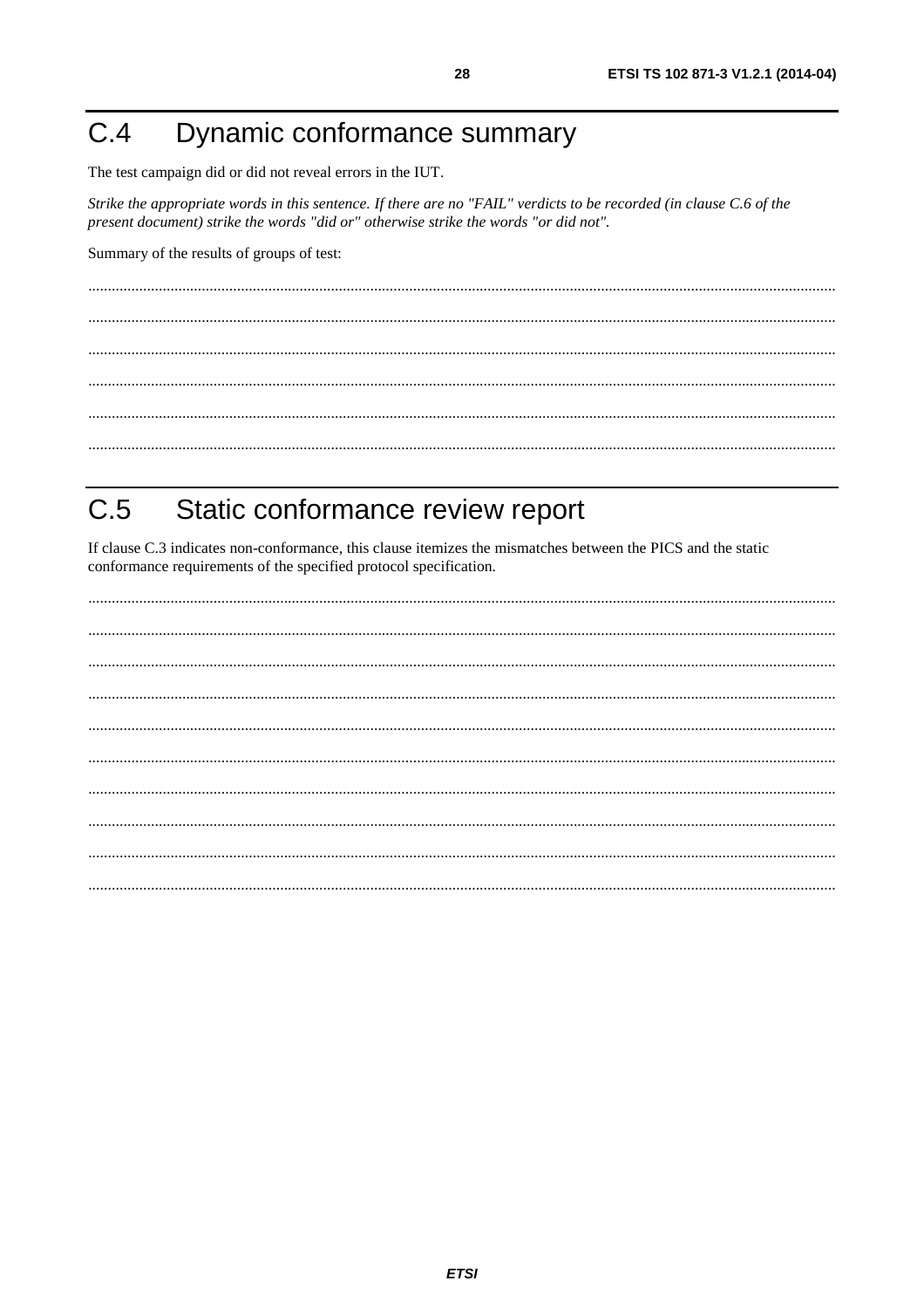# C.4 Dynamic conformance summary

The test campaign did or did not reveal errors in the IUT.

*Strike the appropriate words in this sentence. If there are no "FAIL" verdicts to be recorded (in clause C.6 of the present document) strike the words "did or" otherwise strike the words "or did not".*

Summary of the results of groups of test:

.............................................................................................................................................................................................

.............................................................................................................................................................................................

.............................................................................................................................................................................................

.............................................................................................................................................................................................

.............................................................................................................................................................................................

.............................................................................................................................................................................................

# C.5 Static conformance review report

If clause C.3 indicates non-conformance, this clause itemizes the mismatches between the PICS and the static conformance requirements of the specified protocol specification.

.............................................................................................................................................................................................

.............................................................................................................................................................................................

.............................................................................................................................................................................................

.............................................................................................................................................................................................

.............................................................................................................................................................................................

.............................................................................................................................................................................................

.............................................................................................................................................................................................

.............................................................................................................................................................................................

.............................................................................................................................................................................................

.............................................................................................................................................................................................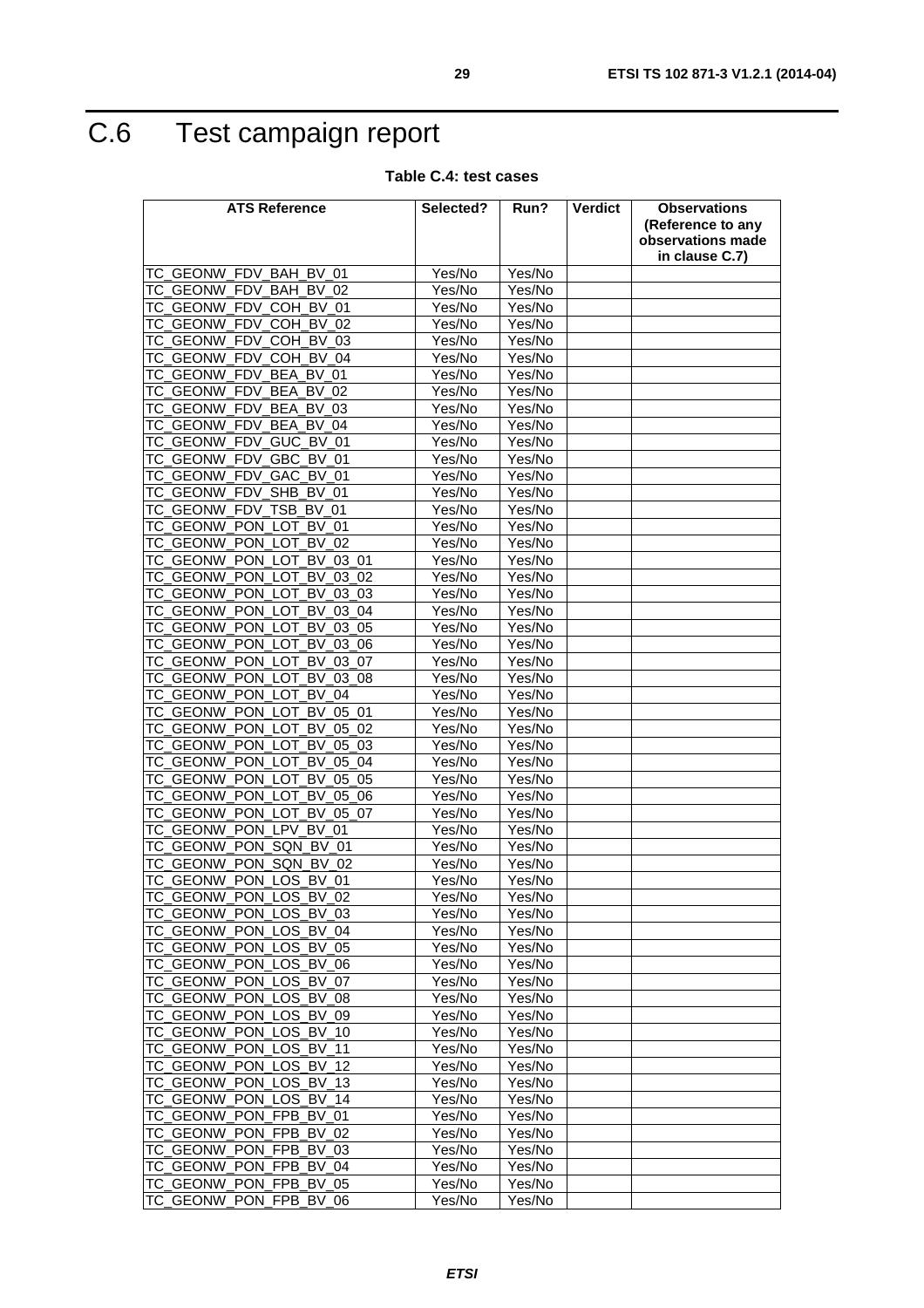# C.6 Test campaign report

**Table C.4: test cases**

| ATS Reference | Selected? | Run? | Verdict | Observations (Reference to any observations made in clause C.7) |
|---|---|---|---|---|
| TC_GEONW_FDV_BAH_BV_01 | Yes/No | Yes/No | | |
| TC_GEONW_FDV_BAH_BV_02 | Yes/No | Yes/No | | |
| TC_GEONW_FDV_COH_BV_01 | Yes/No | Yes/No | | |
| TC_GEONW_FDV_COH_BV_02 | Yes/No | Yes/No | | |
| TC_GEONW_FDV_COH_BV_03 | Yes/No | Yes/No | | |
| TC_GEONW_FDV_COH_BV_04 | Yes/No | Yes/No | | |
| TC_GEONW_FDV_BEA_BV_01 | Yes/No | Yes/No | | |
| TC_GEONW_FDV_BEA_BV_02 | Yes/No | Yes/No | | |
| TC_GEONW_FDV_BEA_BV_03 | Yes/No | Yes/No | | |
| TC_GEONW_FDV_BEA_BV_04 | Yes/No | Yes/No | | |
| TC_GEONW_FDV_GUC_BV_01 | Yes/No | Yes/No | | |
| TC_GEONW_FDV_GBC_BV_01 | Yes/No | Yes/No | | |
| TC_GEONW_FDV_GAC_BV_01 | Yes/No | Yes/No | | |
| TC_GEONW_FDV_SHB_BV_01 | Yes/No | Yes/No | | |
| TC_GEONW_FDV_TSB_BV_01 | Yes/No | Yes/No | | |
| TC_GEONW_PON_LOT_BV_01 | Yes/No | Yes/No | | |
| TC_GEONW_PON_LOT_BV_02 | Yes/No | Yes/No | | |
| TC_GEONW_PON_LOT_BV_03_01 | Yes/No | Yes/No | | |
| TC_GEONW_PON_LOT_BV_03_02 | Yes/No | Yes/No | | |
| TC_GEONW_PON_LOT_BV_03_03 | Yes/No | Yes/No | | |
| TC_GEONW_PON_LOT_BV_03_04 | Yes/No | Yes/No | | |
| TC_GEONW_PON_LOT_BV_03_05 | Yes/No | Yes/No | | |
| TC_GEONW_PON_LOT_BV_03_06 | Yes/No | Yes/No | | |
| TC_GEONW_PON_LOT_BV_03_07 | Yes/No | Yes/No | | |
| TC_GEONW_PON_LOT_BV_03_08 | Yes/No | Yes/No | | |
| TC_GEONW_PON_LOT_BV_04 | Yes/No | Yes/No | | |
| TC_GEONW_PON_LOT_BV_05_01 | Yes/No | Yes/No | | |
| TC_GEONW_PON_LOT_BV_05_02 | Yes/No | Yes/No | | |
| TC_GEONW_PON_LOT_BV_05_03 | Yes/No | Yes/No | | |
| TC_GEONW_PON_LOT_BV_05_04 | Yes/No | Yes/No | | |
| TC_GEONW_PON_LOT_BV_05_05 | Yes/No | Yes/No | | |
| TC_GEONW_PON_LOT_BV_05_06 | Yes/No | Yes/No | | |
| TC_GEONW_PON_LOT_BV_05_07 | Yes/No | Yes/No | | |
| TC_GEONW_PON_LPV_BV_01 | Yes/No | Yes/No | | |
| TC_GEONW_PON_SQN_BV_01 | Yes/No | Yes/No | | |
| TC_GEONW_PON_SQN_BV_02 | Yes/No | Yes/No | | |
| TC_GEONW_PON_LOS_BV_01 | Yes/No | Yes/No | | |
| TC_GEONW_PON_LOS_BV_02 | Yes/No | Yes/No | | |
| TC_GEONW_PON_LOS_BV_03 | Yes/No | Yes/No | | |
| TC_GEONW_PON_LOS_BV_04 | Yes/No | Yes/No | | |
| TC_GEONW_PON_LOS_BV_05 | Yes/No | Yes/No | | |
| TC_GEONW_PON_LOS_BV_06 | Yes/No | Yes/No | | |
| TC_GEONW_PON_LOS_BV_07 | Yes/No | Yes/No | | |
| TC_GEONW_PON_LOS_BV_08 | Yes/No | Yes/No | | |
| TC_GEONW_PON_LOS_BV_09 | Yes/No | Yes/No | | |
| TC_GEONW_PON_LOS_BV_10 | Yes/No | Yes/No | | |
| TC_GEONW_PON_LOS_BV_11 | Yes/No | Yes/No | | |
| TC_GEONW_PON_LOS_BV_12 | Yes/No | Yes/No | | |
| TC_GEONW_PON_LOS_BV_13 | Yes/No | Yes/No | | |
| TC_GEONW_PON_LOS_BV_14 | Yes/No | Yes/No | | |
| TC_GEONW_PON_FPB_BV_01 | Yes/No | Yes/No | | |
| TC_GEONW_PON_FPB_BV_02 | Yes/No | Yes/No | | |
| TC_GEONW_PON_FPB_BV_03 | Yes/No | Yes/No | | |
| TC_GEONW_PON_FPB_BV_04 | Yes/No | Yes/No | | |
| TC_GEONW_PON_FPB_BV_05 | Yes/No | Yes/No | | |
| TC_GEONW_PON_FPB_BV_06 | Yes/No | Yes/No | | |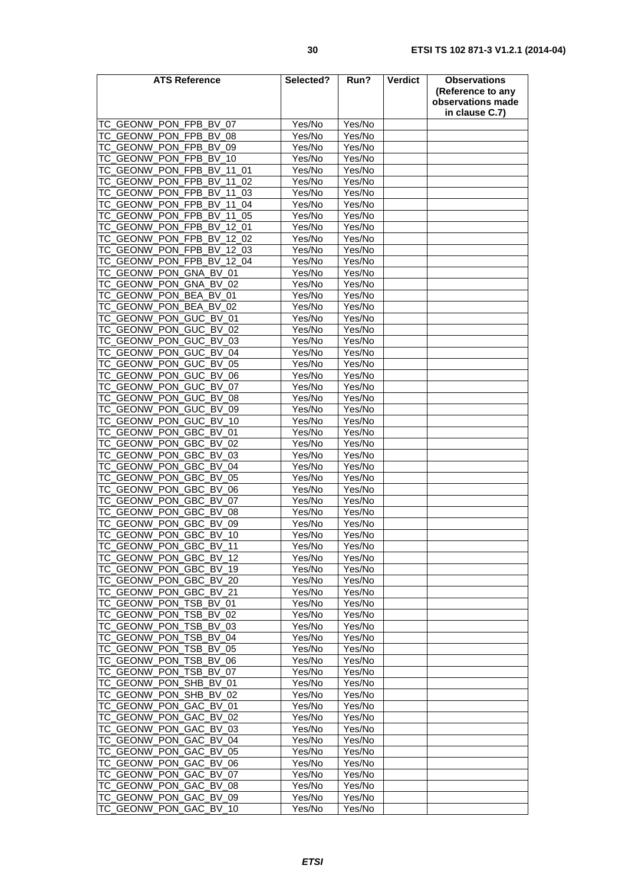| ATS Reference | Selected? | Run? | Verdict | Observations (Reference to any observations made in clause C.7) |
|---|---|---|---|---|
| TC_GEONW_PON_FPB_BV_07 | Yes/No | Yes/No | | |
| TC_GEONW_PON_FPB_BV_08 | Yes/No | Yes/No | | |
| TC_GEONW_PON_FPB_BV_09 | Yes/No | Yes/No | | |
| TC_GEONW_PON_FPB_BV_10 | Yes/No | Yes/No | | |
| TC_GEONW_PON_FPB_BV_11_01 | Yes/No | Yes/No | | |
| TC_GEONW_PON_FPB_BV_11_02 | Yes/No | Yes/No | | |
| TC_GEONW_PON_FPB_BV_11_03 | Yes/No | Yes/No | | |
| TC_GEONW_PON_FPB_BV_11_04 | Yes/No | Yes/No | | |
| TC_GEONW_PON_FPB_BV_11_05 | Yes/No | Yes/No | | |
| TC_GEONW_PON_FPB_BV_12_01 | Yes/No | Yes/No | | |
| TC_GEONW_PON_FPB_BV_12_02 | Yes/No | Yes/No | | |
| TC_GEONW_PON_FPB_BV_12_03 | Yes/No | Yes/No | | |
| TC_GEONW_PON_FPB_BV_12_04 | Yes/No | Yes/No | | |
| TC_GEONW_PON_GNA_BV_01 | Yes/No | Yes/No | | |
| TC_GEONW_PON_GNA_BV_02 | Yes/No | Yes/No | | |
| TC_GEONW_PON_BEA_BV_01 | Yes/No | Yes/No | | |
| TC_GEONW_PON_BEA_BV_02 | Yes/No | Yes/No | | |
| TC_GEONW_PON_GUC_BV_01 | Yes/No | Yes/No | | |
| TC_GEONW_PON_GUC_BV_02 | Yes/No | Yes/No | | |
| TC_GEONW_PON_GUC_BV_03 | Yes/No | Yes/No | | |
| TC_GEONW_PON_GUC_BV_04 | Yes/No | Yes/No | | |
| TC_GEONW_PON_GUC_BV_05 | Yes/No | Yes/No | | |
| TC_GEONW_PON_GUC_BV_06 | Yes/No | Yes/No | | |
| TC_GEONW_PON_GUC_BV_07 | Yes/No | Yes/No | | |
| TC_GEONW_PON_GUC_BV_08 | Yes/No | Yes/No | | |
| TC_GEONW_PON_GUC_BV_09 | Yes/No | Yes/No | | |
| TC_GEONW_PON_GUC_BV_10 | Yes/No | Yes/No | | |
| TC_GEONW_PON_GBC_BV_01 | Yes/No | Yes/No | | |
| TC_GEONW_PON_GBC_BV_02 | Yes/No | Yes/No | | |
| TC_GEONW_PON_GBC_BV_03 | Yes/No | Yes/No | | |
| TC_GEONW_PON_GBC_BV_04 | Yes/No | Yes/No | | |
| TC_GEONW_PON_GBC_BV_05 | Yes/No | Yes/No | | |
| TC_GEONW_PON_GBC_BV_06 | Yes/No | Yes/No | | |
| TC_GEONW_PON_GBC_BV_07 | Yes/No | Yes/No | | |
| TC_GEONW_PON_GBC_BV_08 | Yes/No | Yes/No | | |
| TC_GEONW_PON_GBC_BV_09 | Yes/No | Yes/No | | |
| TC_GEONW_PON_GBC_BV_10 | Yes/No | Yes/No | | |
| TC_GEONW_PON_GBC_BV_11 | Yes/No | Yes/No | | |
| TC_GEONW_PON_GBC_BV_12 | Yes/No | Yes/No | | |
| TC_GEONW_PON_GBC_BV_19 | Yes/No | Yes/No | | |
| TC_GEONW_PON_GBC_BV_20 | Yes/No | Yes/No | | |
| TC_GEONW_PON_GBC_BV_21 | Yes/No | Yes/No | | |
| TC_GEONW_PON_TSB_BV_01 | Yes/No | Yes/No | | |
| TC_GEONW_PON_TSB_BV_02 | Yes/No | Yes/No | | |
| TC_GEONW_PON_TSB_BV_03 | Yes/No | Yes/No | | |
| TC_GEONW_PON_TSB_BV_04 | Yes/No | Yes/No | | |
| TC_GEONW_PON_TSB_BV_05 | Yes/No | Yes/No | | |
| TC_GEONW_PON_TSB_BV_06 | Yes/No | Yes/No | | |
| TC_GEONW_PON_TSB_BV_07 | Yes/No | Yes/No | | |
| TC_GEONW_PON_SHB_BV_01 | Yes/No | Yes/No | | |
| TC_GEONW_PON_SHB_BV_02 | Yes/No | Yes/No | | |
| TC_GEONW_PON_GAC_BV_01 | Yes/No | Yes/No | | |
| TC_GEONW_PON_GAC_BV_02 | Yes/No | Yes/No | | |
| TC_GEONW_PON_GAC_BV_03 | Yes/No | Yes/No | | |
| TC_GEONW_PON_GAC_BV_04 | Yes/No | Yes/No | | |
| TC_GEONW_PON_GAC_BV_05 | Yes/No | Yes/No | | |
| TC_GEONW_PON_GAC_BV_06 | Yes/No | Yes/No | | |
| TC_GEONW_PON_GAC_BV_07 | Yes/No | Yes/No | | |
| TC_GEONW_PON_GAC_BV_08 | Yes/No | Yes/No | | |
| TC_GEONW_PON_GAC_BV_09 | Yes/No | Yes/No | | |
| TC_GEONW_PON_GAC_BV_10 | Yes/No | Yes/No | | |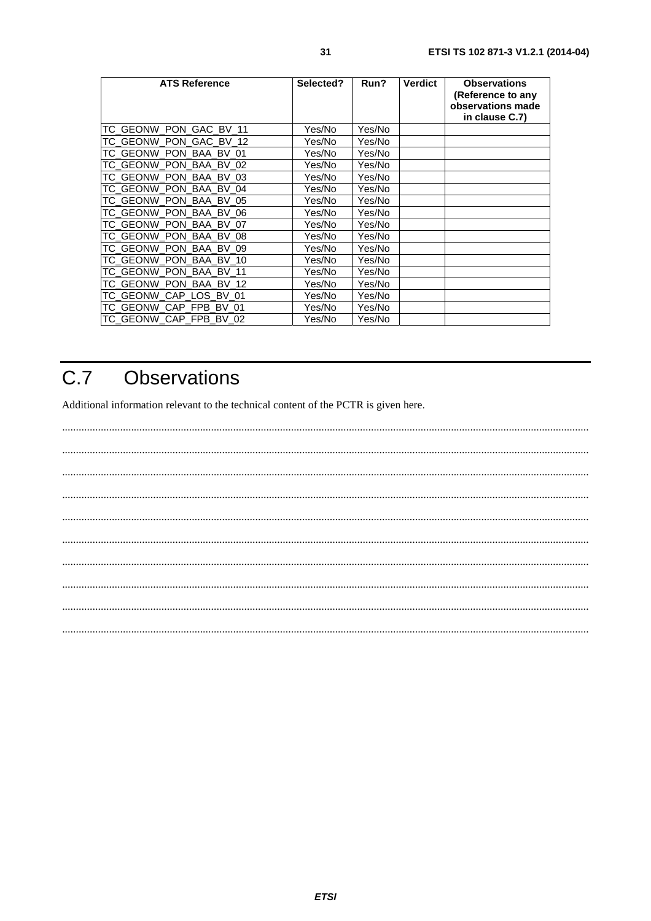| ATS Reference | Selected? | Run? | Verdict | Observations (Reference to any observations made in clause C.7) |
|---|---|---|---|---|
| TC_GEONW_PON_GAC_BV_11 | Yes/No | Yes/No | | |
| TC_GEONW_PON_GAC_BV_12 | Yes/No | Yes/No | | |
| TC_GEONW_PON_BAA_BV_01 | Yes/No | Yes/No | | |
| TC_GEONW_PON_BAA_BV_02 | Yes/No | Yes/No | | |
| TC_GEONW_PON_BAA_BV_03 | Yes/No | Yes/No | | |
| TC_GEONW_PON_BAA_BV_04 | Yes/No | Yes/No | | |
| TC_GEONW_PON_BAA_BV_05 | Yes/No | Yes/No | | |
| TC_GEONW_PON_BAA_BV_06 | Yes/No | Yes/No | | |
| TC_GEONW_PON_BAA_BV_07 | Yes/No | Yes/No | | |
| TC_GEONW_PON_BAA_BV_08 | Yes/No | Yes/No | | |
| TC_GEONW_PON_BAA_BV_09 | Yes/No | Yes/No | | |
| TC_GEONW_PON_BAA_BV_10 | Yes/No | Yes/No | | |
| TC_GEONW_PON_BAA_BV_11 | Yes/No | Yes/No | | |
| TC_GEONW_PON_BAA_BV_12 | Yes/No | Yes/No | | |
| TC_GEONW_CAP_LOS_BV_01 | Yes/No | Yes/No | | |
| TC_GEONW_CAP_FPB_BV_01 | Yes/No | Yes/No | | |
| TC_GEONW_CAP_FPB_BV_02 | Yes/No | Yes/No | | |

# C.7 Observations

Additional information relevant to the technical content of the PCTR is given here.

..........................................................................................................................................................................

..........................................................................................................................................................................

..........................................................................................................................................................................

..........................................................................................................................................................................

..........................................................................................................................................................................

..........................................................................................................................................................................

..........................................................................................................................................................................

..........................................................................................................................................................................

..........................................................................................................................................................................

..........................................................................................................................................................................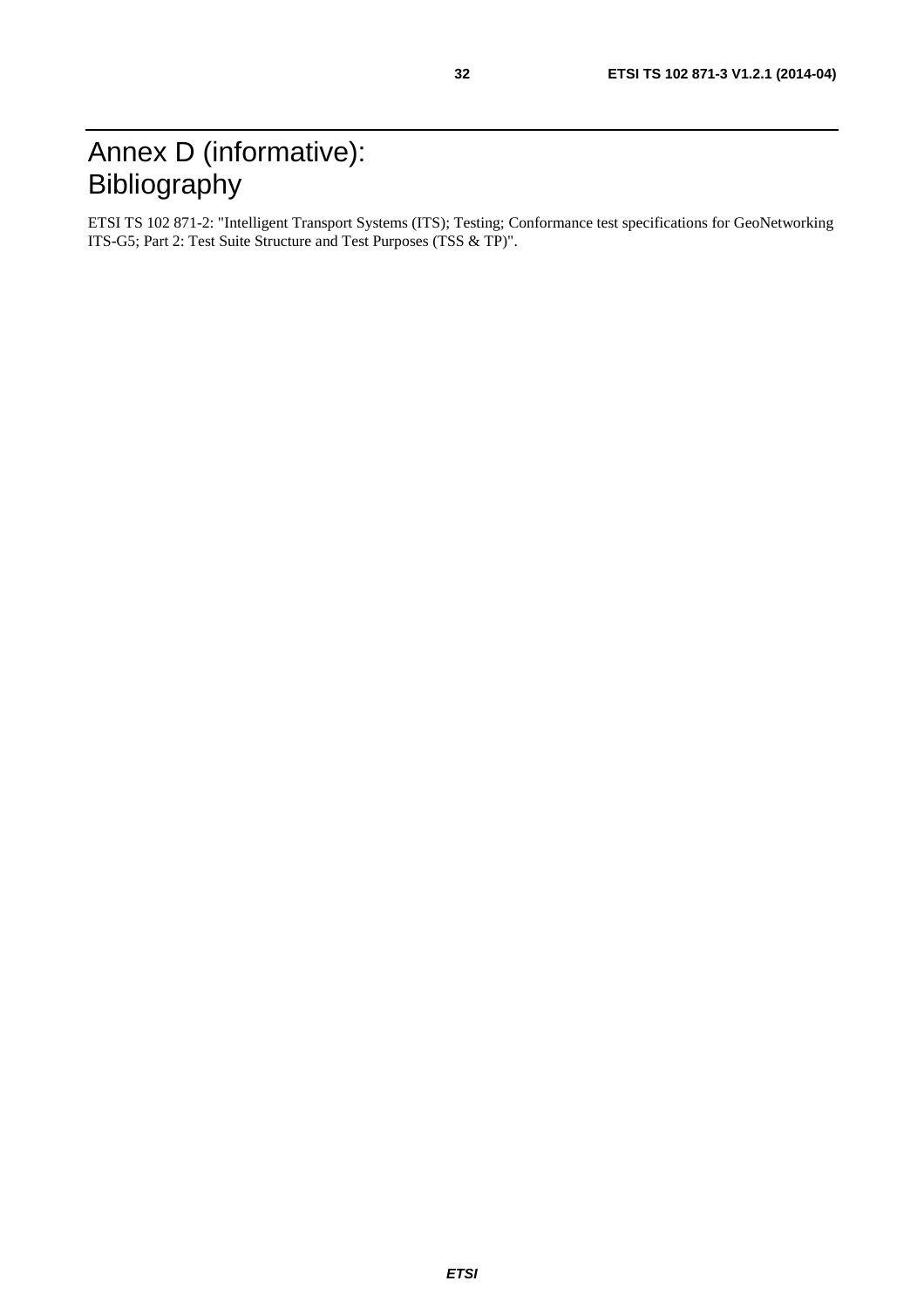# Annex D (informative): Bibliography

ETSI TS 102 871-2: "Intelligent Transport Systems (ITS); Testing; Conformance test specifications for GeoNetworking ITS-G5; Part 2: Test Suite Structure and Test Purposes (TSS & TP)".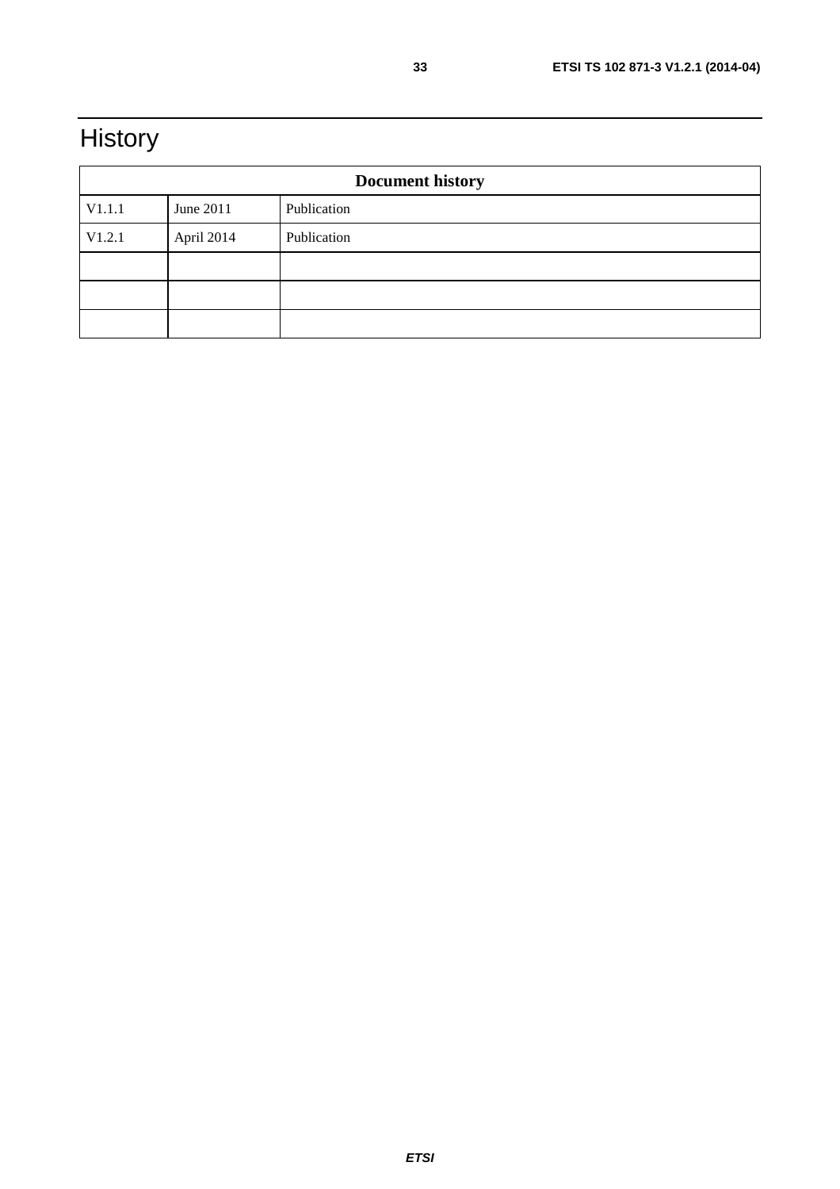# History

| Document history | | |
|---|---|---|
| V1.1.1 | June 2011 | Publication |
| V1.2.1 | April 2014 | Publication |
| | | |
| | | |
| | | |